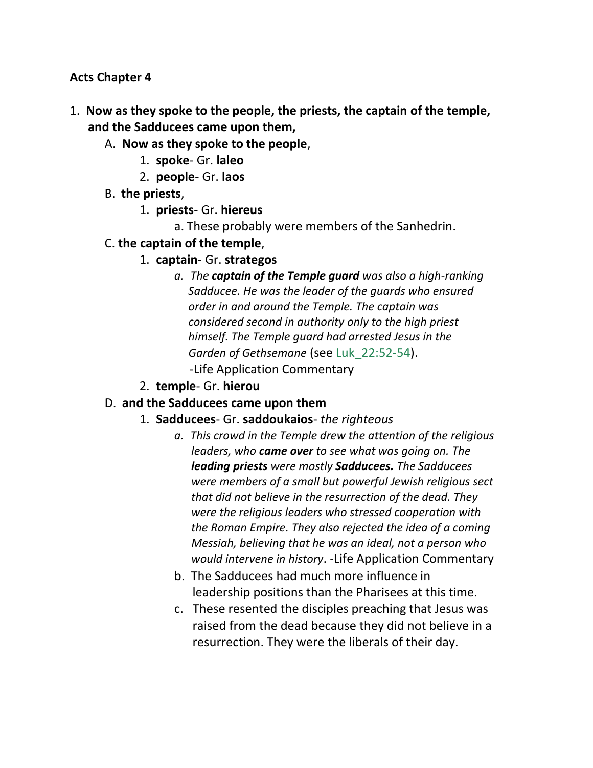**Acts Chapter 4**

1. **Now as they spoke to the people, the priests, the captain of the temple, and the Sadducees came upon them,**
   - A. **Now as they spoke to the people**,
     1. **spoke**- Gr. **laleo**
     2. **people**- Gr. **laos**
   - B. **the priests**,
     1. **priests**- Gr. **hiereus**
        - a. These probably were members of the Sanhedrin.
   - C. **the captain of the temple**,
     1. **captain**- Gr. **strategos**
        - a. *The **captain of the Temple guard** was also a high-ranking Sadducee. He was the leader of the guards who ensured order in and around the Temple. The captain was considered second in authority only to the high priest himself. The Temple guard had arrested Jesus in the Garden of Gethsemane* (see Luk_22:52-54).
          -Life Application Commentary
     2. **temple**- Gr. **hierou**
   - D. **and the Sadducees came upon them**
     1. **Sadducees**- Gr. **saddoukaios**- *the righteous*
        - a. *This crowd in the Temple drew the attention of the religious leaders, who **came over** to see what was going on. The **leading priests** were mostly **Sadducees.** The Sadducees were members of a small but powerful Jewish religious sect that did not believe in the resurrection of the dead. They were the religious leaders who stressed cooperation with the Roman Empire. They also rejected the idea of a coming Messiah, believing that he was an ideal, not a person who would intervene in history*. -Life Application Commentary
        - b. The Sadducees had much more influence in leadership positions than the Pharisees at this time.
        - c. These resented the disciples preaching that Jesus was raised from the dead because they did not believe in a resurrection. They were the liberals of their day.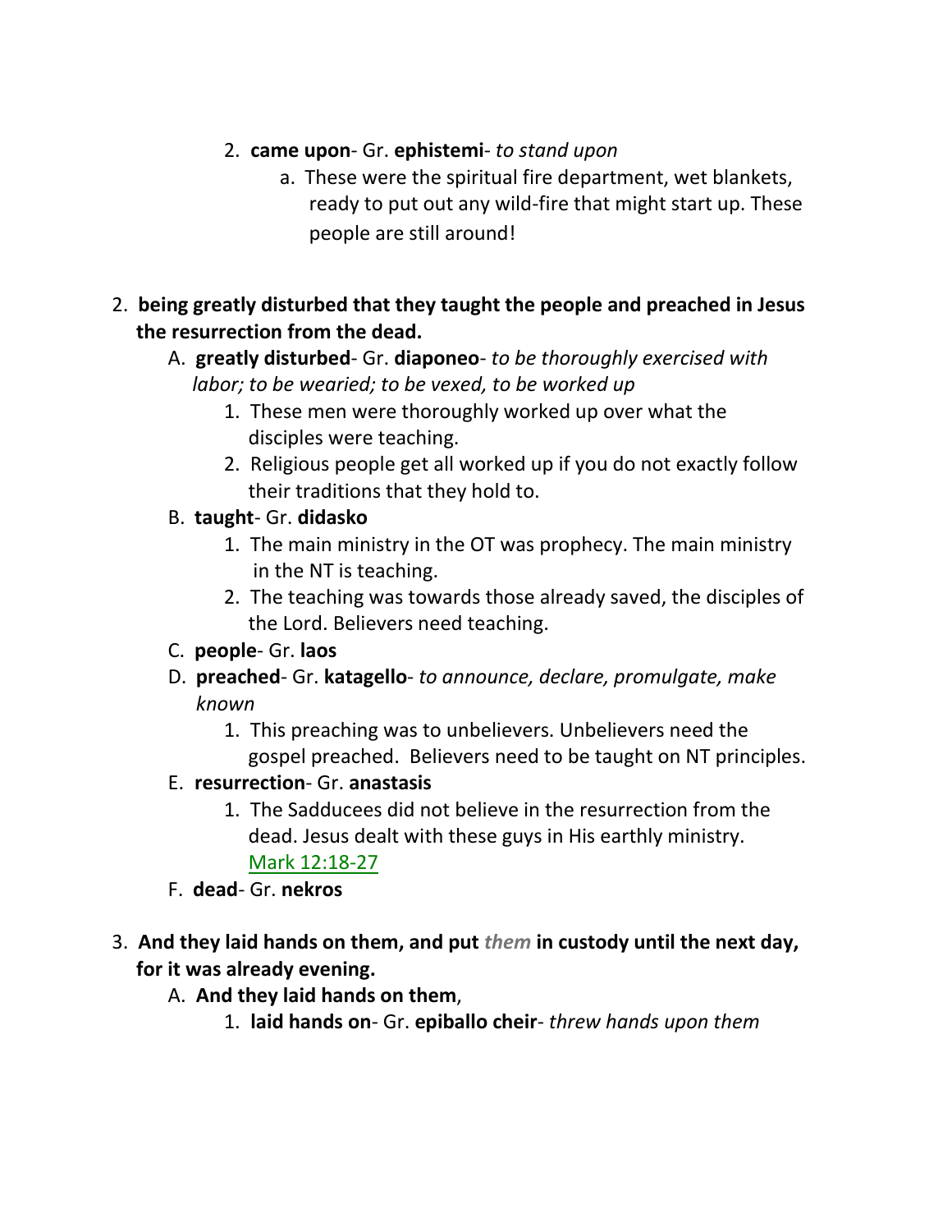2. **came upon**- Gr. **ephistemi**- *to stand upon*
    a. These were the spiritual fire department, wet blankets, ready to put out any wild-fire that might start up. These people are still around!

2. **being greatly disturbed that they taught the people and preached in Jesus the resurrection from the dead.**
    A. **greatly disturbed**- Gr. **diaponeo**- *to be thoroughly exercised with labor; to be wearied; to be vexed, to be worked up*
        1. These men were thoroughly worked up over what the disciples were teaching.
        2. Religious people get all worked up if you do not exactly follow their traditions that they hold to.
    B. **taught**- Gr. **didasko**
        1. The main ministry in the OT was prophecy. The main ministry in the NT is teaching.
        2. The teaching was towards those already saved, the disciples of the Lord. Believers need teaching.
    C. **people**- Gr. **laos**
    D. **preached**- Gr. **katagello**- *to announce, declare, promulgate, make known*
        1. This preaching was to unbelievers. Unbelievers need the gospel preached. Believers need to be taught on NT principles.
    E. **resurrection**- Gr. **anastasis**
        1. The Sadducees did not believe in the resurrection from the dead. Jesus dealt with these guys in His earthly ministry. Mark 12:18-27
    F. **dead**- Gr. **nekros**

3. **And they laid hands on them, and put *them* in custody until the next day, for it was already evening.**
    A. **And they laid hands on them**,
        1. **laid hands on**- Gr. **epiballo cheir**- *threw hands upon them*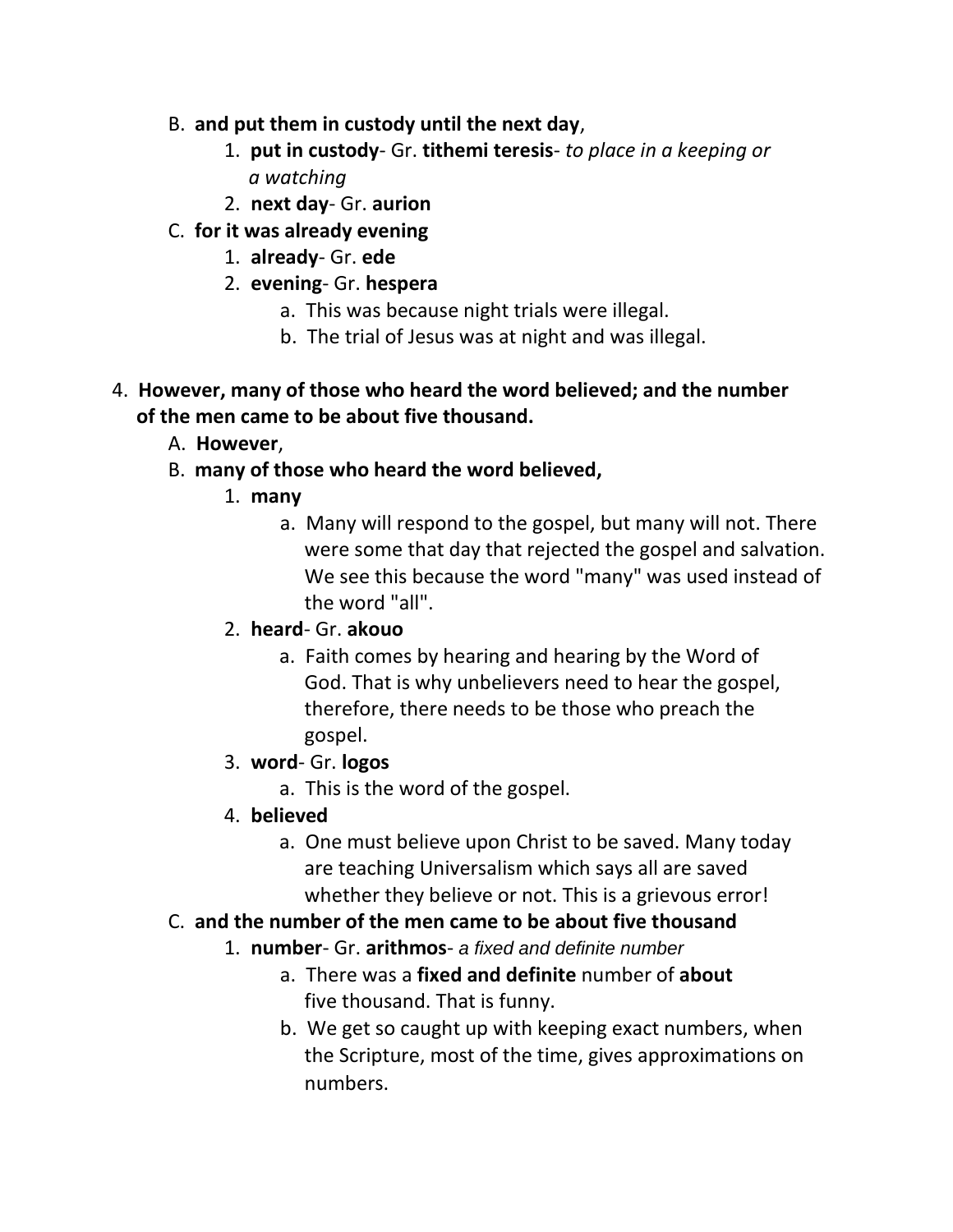B. **and put them in custody until the next day**,

1. **put in custody**- Gr. **tithemi teresis**- *to place in a keeping or a watching*
2. **next day**- Gr. **aurion**

C. **for it was already evening**

1. **already**- Gr. **ede**
2. **evening**- Gr. **hespera**
    a. This was because night trials were illegal.
    b. The trial of Jesus was at night and was illegal.

4. **However, many of those who heard the word believed; and the number of the men came to be about five thousand.**

A. **However**,

B. **many of those who heard the word believed,**

1. **many**
    a. Many will respond to the gospel, but many will not. There were some that day that rejected the gospel and salvation. We see this because the word "many" was used instead of the word "all".
2. **heard**- Gr. **akouo**
    a. Faith comes by hearing and hearing by the Word of God. That is why unbelievers need to hear the gospel, therefore, there needs to be those who preach the gospel.
3. **word**- Gr. **logos**
    a. This is the word of the gospel.
4. **believed**
    a. One must believe upon Christ to be saved. Many today are teaching Universalism which says all are saved whether they believe or not. This is a grievous error!

C. **and the number of the men came to be about five thousand**

1. **number**- Gr. **arithmos**- *a fixed and definite number*
    a. There was a **fixed and definite** number of **about** five thousand. That is funny.
    b. We get so caught up with keeping exact numbers, when the Scripture, most of the time, gives approximations on numbers.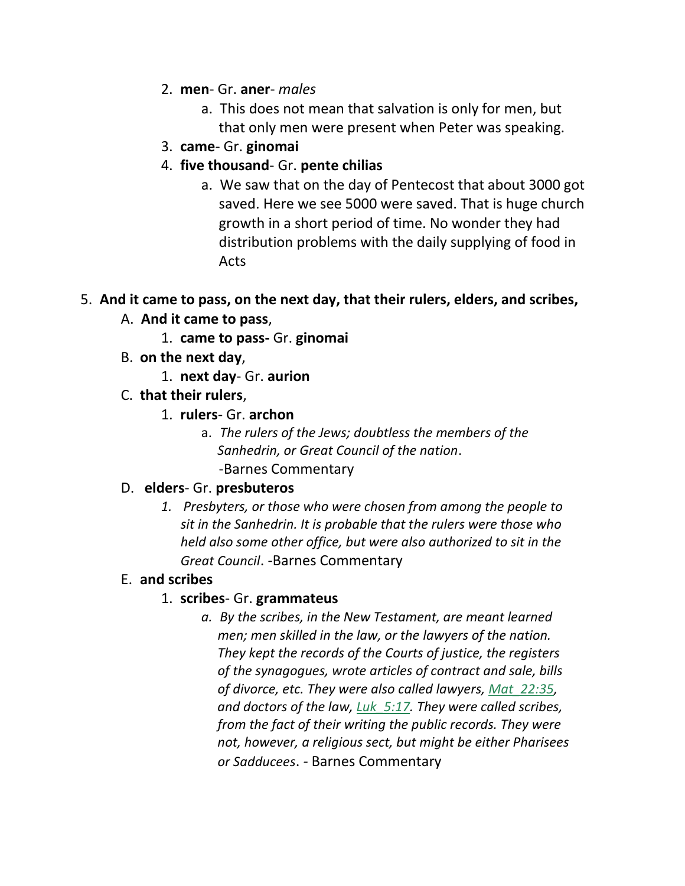2. **men**- Gr. **aner**- *males*
    a. This does not mean that salvation is only for men, but that only men were present when Peter was speaking.
3. **came**- Gr. **ginomai**
4. **five thousand**- Gr. **pente chilias**
    a. We saw that on the day of Pentecost that about 3000 got saved. Here we see 5000 were saved. That is huge church growth in a short period of time. No wonder they had distribution problems with the daily supplying of food in Acts

5. **And it came to pass, on the next day, that their rulers, elders, and scribes,**
    A. **And it came to pass**,
        1. **came to pass-** Gr. **ginomai**
    B. **on the next day**,
        1. **next day**- Gr. **aurion**
    C. **that their rulers**,
        1. **rulers**- Gr. **archon**
            a. *The rulers of the Jews; doubtless the members of the Sanhedrin, or Great Council of the nation*. -Barnes Commentary
    D. **elders**- Gr. **presbuteros**
        1. *Presbyters, or those who were chosen from among the people to sit in the Sanhedrin. It is probable that the rulers were those who held also some other office, but were also authorized to sit in the Great Council*. -Barnes Commentary
    E. **and scribes**
        1. **scribes**- Gr. **grammateus**
            a. *By the scribes, in the New Testament, are meant learned men; men skilled in the law, or the lawyers of the nation. They kept the records of the Courts of justice, the registers of the synagogues, wrote articles of contract and sale, bills of divorce, etc. They were also called lawyers, Mat_22:35, and doctors of the law, Luk_5:17. They were called scribes, from the fact of their writing the public records. They were not, however, a religious sect, but might be either Pharisees or Sadducees*. - Barnes Commentary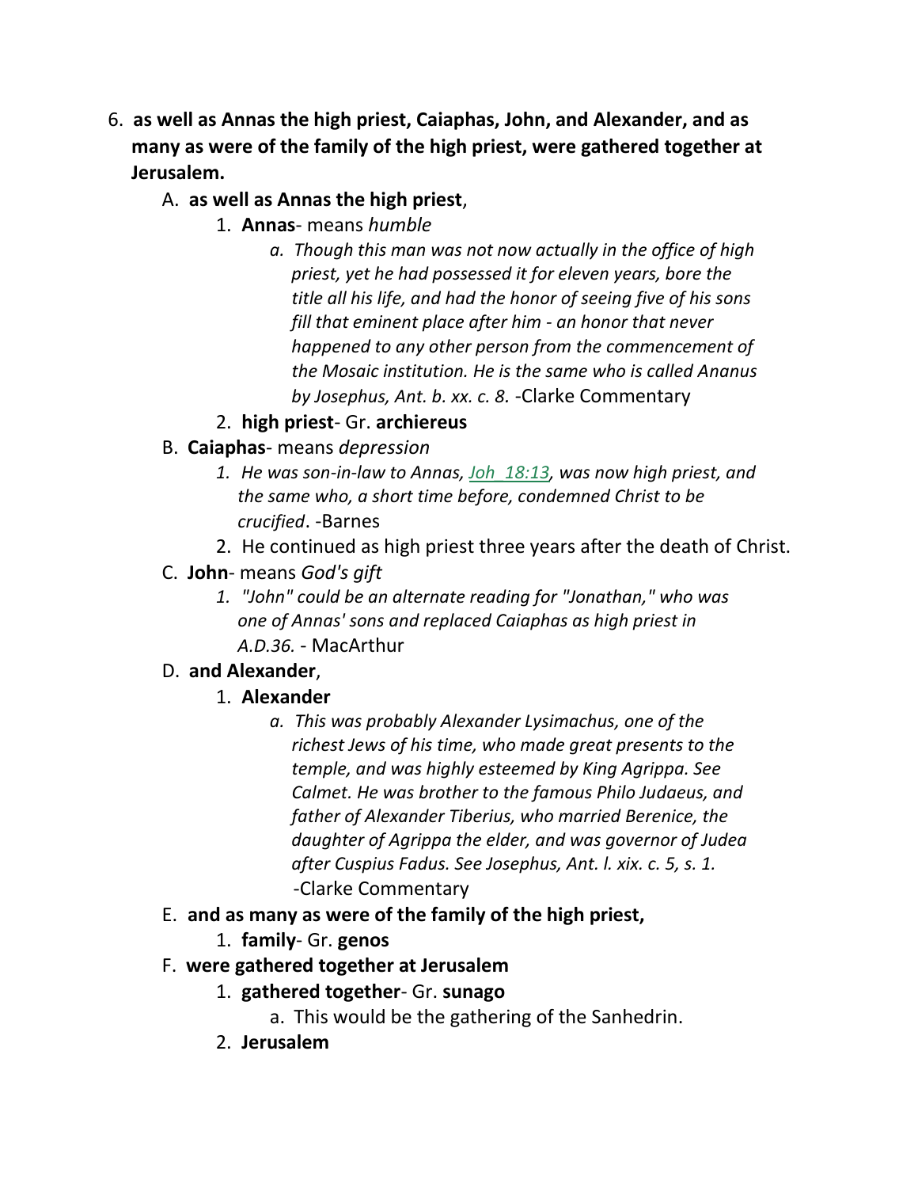6. **as well as Annas the high priest, Caiaphas, John, and Alexander, and as many as were of the family of the high priest, were gathered together at Jerusalem.**

   A. **as well as Annas the high priest**,

      1. **Annas**- means *humble*

         a. *Though this man was not now actually in the office of high priest, yet he had possessed it for eleven years, bore the title all his life, and had the honor of seeing five of his sons fill that eminent place after him - an honor that never happened to any other person from the commencement of the Mosaic institution. He is the same who is called Ananus by Josephus, Ant. b. xx. c. 8.* -Clarke Commentary

      2. **high priest**- Gr. **archiereus**

   B. **Caiaphas**- means *depression*

      1. *He was son-in-law to Annas, Joh_18:13, was now high priest, and the same who, a short time before, condemned Christ to be crucified*. -Barnes

      2. He continued as high priest three years after the death of Christ.

   C. **John**- means *God's gift*

      1. *"John" could be an alternate reading for "Jonathan," who was one of Annas' sons and replaced Caiaphas as high priest in A.D.36.* - MacArthur

   D. **and Alexander**,

      1. **Alexander**

         a. *This was probably Alexander Lysimachus, one of the richest Jews of his time, who made great presents to the temple, and was highly esteemed by King Agrippa. See Calmet. He was brother to the famous Philo Judaeus, and father of Alexander Tiberius, who married Berenice, the daughter of Agrippa the elder, and was governor of Judea after Cuspius Fadus. See Josephus, Ant. l. xix. c. 5, s. 1.* -Clarke Commentary

   E. **and as many as were of the family of the high priest,**

      1. **family**- Gr. **genos**

   F. **were gathered together at Jerusalem**

      1. **gathered together**- Gr. **sunago**

         a. This would be the gathering of the Sanhedrin.

      2. **Jerusalem**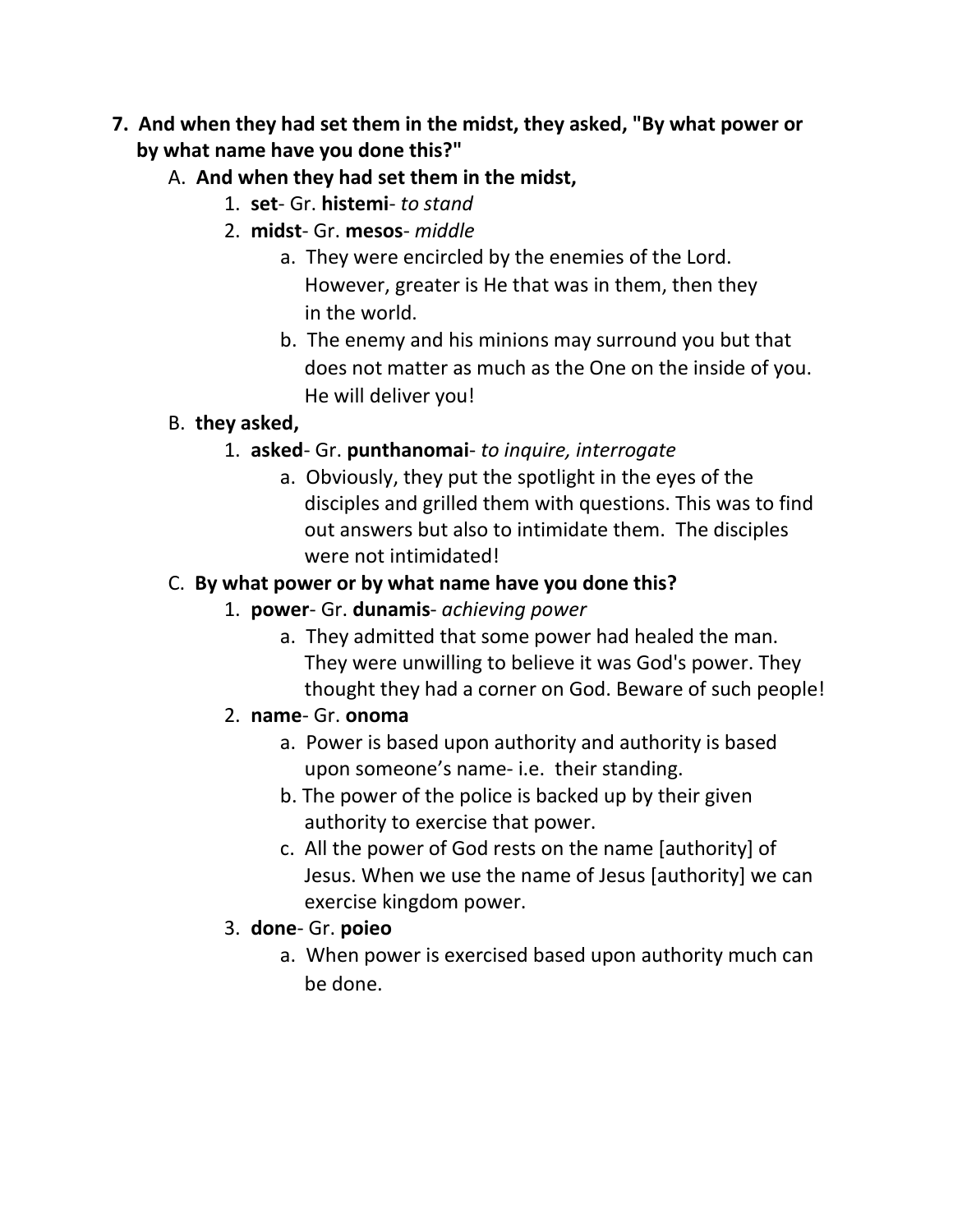7. **And when they had set them in the midst, they asked, "By what power or by what name have you done this?"**

   A. **And when they had set them in the midst,**

      1. **set**- Gr. **histemi**- *to stand*
      2. **midst**- Gr. **mesos**- *middle*
         a. They were encircled by the enemies of the Lord. However, greater is He that was in them, then they in the world.
         b. The enemy and his minions may surround you but that does not matter as much as the One on the inside of you. He will deliver you!

   B. **they asked,**

      1. **asked**- Gr. **punthanomai**- *to inquire, interrogate*
         a. Obviously, they put the spotlight in the eyes of the disciples and grilled them with questions. This was to find out answers but also to intimidate them. The disciples were not intimidated!

   C. **By what power or by what name have you done this?**

      1. **power**- Gr. **dunamis**- *achieving power*
         a. They admitted that some power had healed the man. They were unwilling to believe it was God's power. They thought they had a corner on God. Beware of such people!
      2. **name**- Gr. **onoma**
         a. Power is based upon authority and authority is based upon someone's name- i.e. their standing.
         b. The power of the police is backed up by their given authority to exercise that power.
         c. All the power of God rests on the name [authority] of Jesus. When we use the name of Jesus [authority] we can exercise kingdom power.
      3. **done**- Gr. **poieo**
         a. When power is exercised based upon authority much can be done.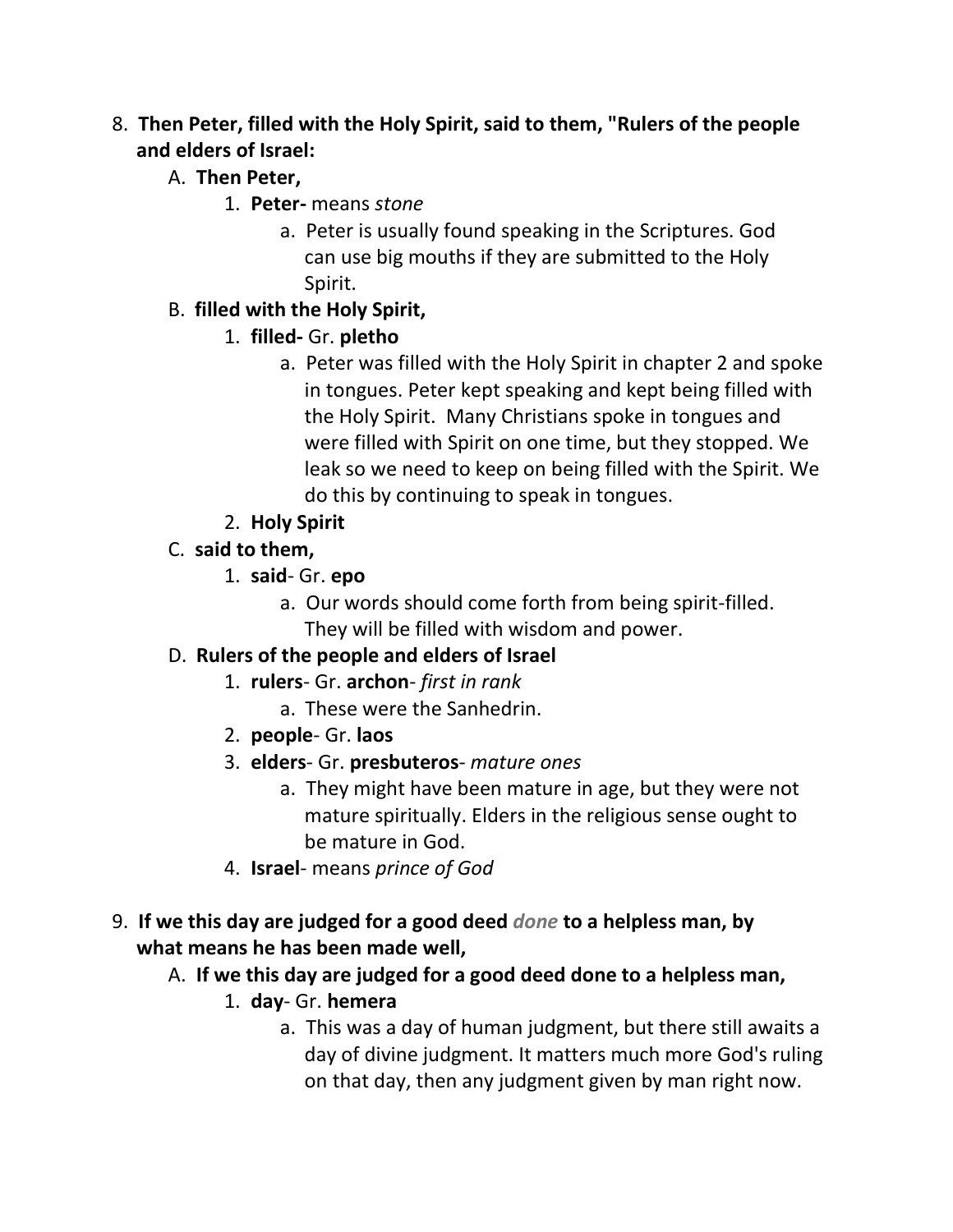8. **Then Peter, filled with the Holy Spirit, said to them, "Rulers of the people and elders of Israel:**
   A. **Then Peter,**
      1. **Peter-** means *stone*
         a. Peter is usually found speaking in the Scriptures. God can use big mouths if they are submitted to the Holy Spirit.
   B. **filled with the Holy Spirit,**
      1. **filled-** Gr. **pletho**
         a. Peter was filled with the Holy Spirit in chapter 2 and spoke in tongues. Peter kept speaking and kept being filled with the Holy Spirit. Many Christians spoke in tongues and were filled with Spirit on one time, but they stopped. We leak so we need to keep on being filled with the Spirit. We do this by continuing to speak in tongues.
      2. **Holy Spirit**
   C. **said to them,**
      1. **said**- Gr. **epo**
         a. Our words should come forth from being spirit-filled. They will be filled with wisdom and power.
   D. **Rulers of the people and elders of Israel**
      1. **rulers**- Gr. **archon**- *first in rank*
         a. These were the Sanhedrin.
      2. **people**- Gr. **laos**
      3. **elders**- Gr. **presbuteros**- *mature ones*
         a. They might have been mature in age, but they were not mature spiritually. Elders in the religious sense ought to be mature in God.
      4. **Israel**- means *prince of God*

9. **If we this day are judged for a good deed *done* to a helpless man, by what means he has been made well,**
   A. **If we this day are judged for a good deed done to a helpless man,**
      1. **day**- Gr. **hemera**
         a. This was a day of human judgment, but there still awaits a day of divine judgment. It matters much more God's ruling on that day, then any judgment given by man right now.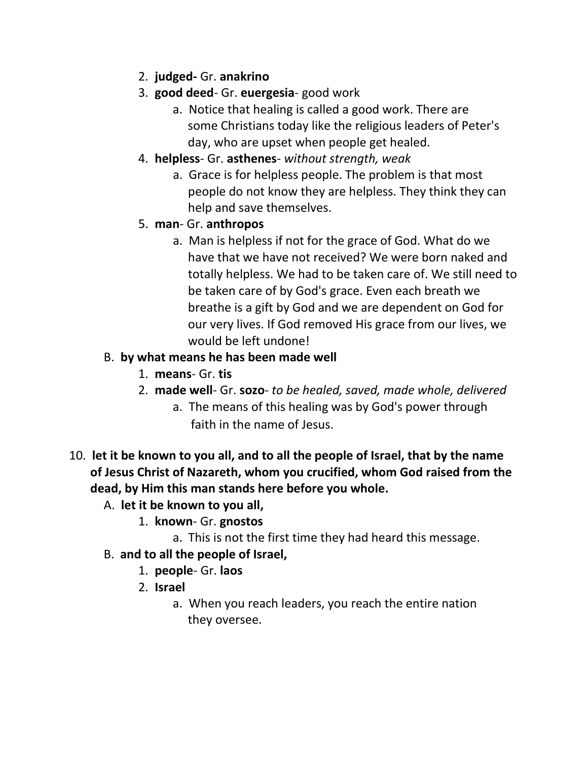2. **judged-** Gr. **anakrino**
3. **good deed**- Gr. **euergesia**- good work
    a. Notice that healing is called a good work. There are some Christians today like the religious leaders of Peter's day, who are upset when people get healed.
4. **helpless**- Gr. **asthenes**- *without strength, weak*
    a. Grace is for helpless people. The problem is that most people do not know they are helpless. They think they can help and save themselves.
5. **man**- Gr. **anthropos**
    a. Man is helpless if not for the grace of God. What do we have that we have not received? We were born naked and totally helpless. We had to be taken care of. We still need to be taken care of by God's grace. Even each breath we breathe is a gift by God and we are dependent on God for our very lives. If God removed His grace from our lives, we would be left undone!

B. **by what means he has been made well**

1. **means**- Gr. **tis**
2. **made well**- Gr. **sozo**- *to be healed, saved, made whole, delivered*
    a. The means of this healing was by God's power through faith in the name of Jesus.

10. **let it be known to you all, and to all the people of Israel, that by the name of Jesus Christ of Nazareth, whom you crucified, whom God raised from the dead, by Him this man stands here before you whole.**

A. **let it be known to you all,**

1. **known**- Gr. **gnostos**
    a. This is not the first time they had heard this message.

B. **and to all the people of Israel,**

1. **people**- Gr. **laos**
2. **Israel**
    a. When you reach leaders, you reach the entire nation they oversee.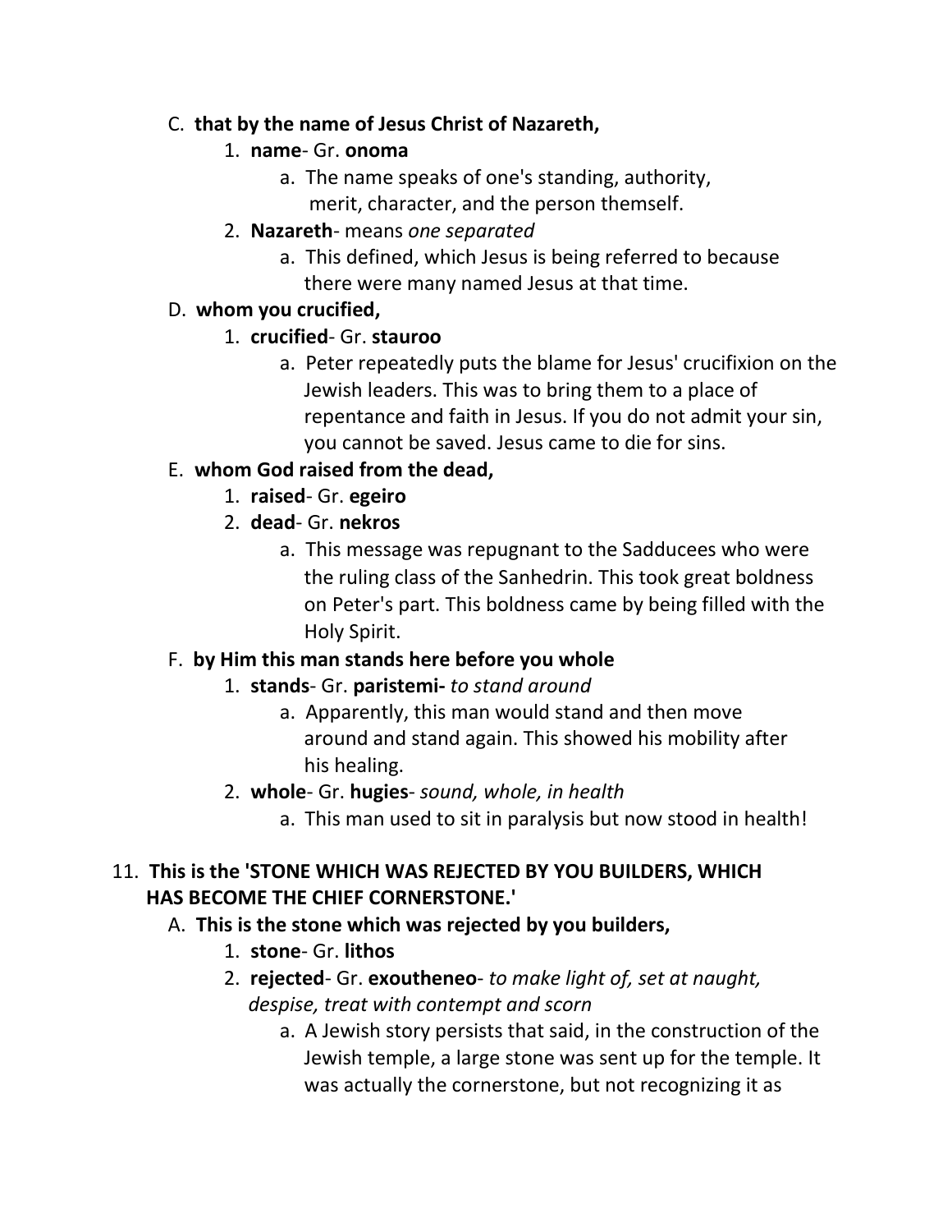C. **that by the name of Jesus Christ of Nazareth,**

1. **name**- Gr. **onoma**
   a. The name speaks of one's standing, authority, merit, character, and the person themself.
2. **Nazareth**- means *one separated*
   a. This defined, which Jesus is being referred to because there were many named Jesus at that time.

D. **whom you crucified,**

1. **crucified**- Gr. **stauroo**
   a. Peter repeatedly puts the blame for Jesus' crucifixion on the Jewish leaders. This was to bring them to a place of repentance and faith in Jesus. If you do not admit your sin, you cannot be saved. Jesus came to die for sins.

E. **whom God raised from the dead,**

1. **raised**- Gr. **egeiro**
2. **dead**- Gr. **nekros**
   a. This message was repugnant to the Sadducees who were the ruling class of the Sanhedrin. This took great boldness on Peter's part. This boldness came by being filled with the Holy Spirit.

F. **by Him this man stands here before you whole**

1. **stands**- Gr. **paristemi-** *to stand around*
   a. Apparently, this man would stand and then move around and stand again. This showed his mobility after his healing.
2. **whole**- Gr. **hugies**- *sound, whole, in health*
   a. This man used to sit in paralysis but now stood in health!

11. **This is the 'STONE WHICH WAS REJECTED BY YOU BUILDERS, WHICH HAS BECOME THE CHIEF CORNERSTONE.'**

A. **This is the stone which was rejected by you builders,**

1. **stone**- Gr. **lithos**
2. **rejected**- Gr. **exoutheneo**- *to make light of, set at naught, despise, treat with contempt and scorn*
   a. A Jewish story persists that said, in the construction of the Jewish temple, a large stone was sent up for the temple. It was actually the cornerstone, but not recognizing it as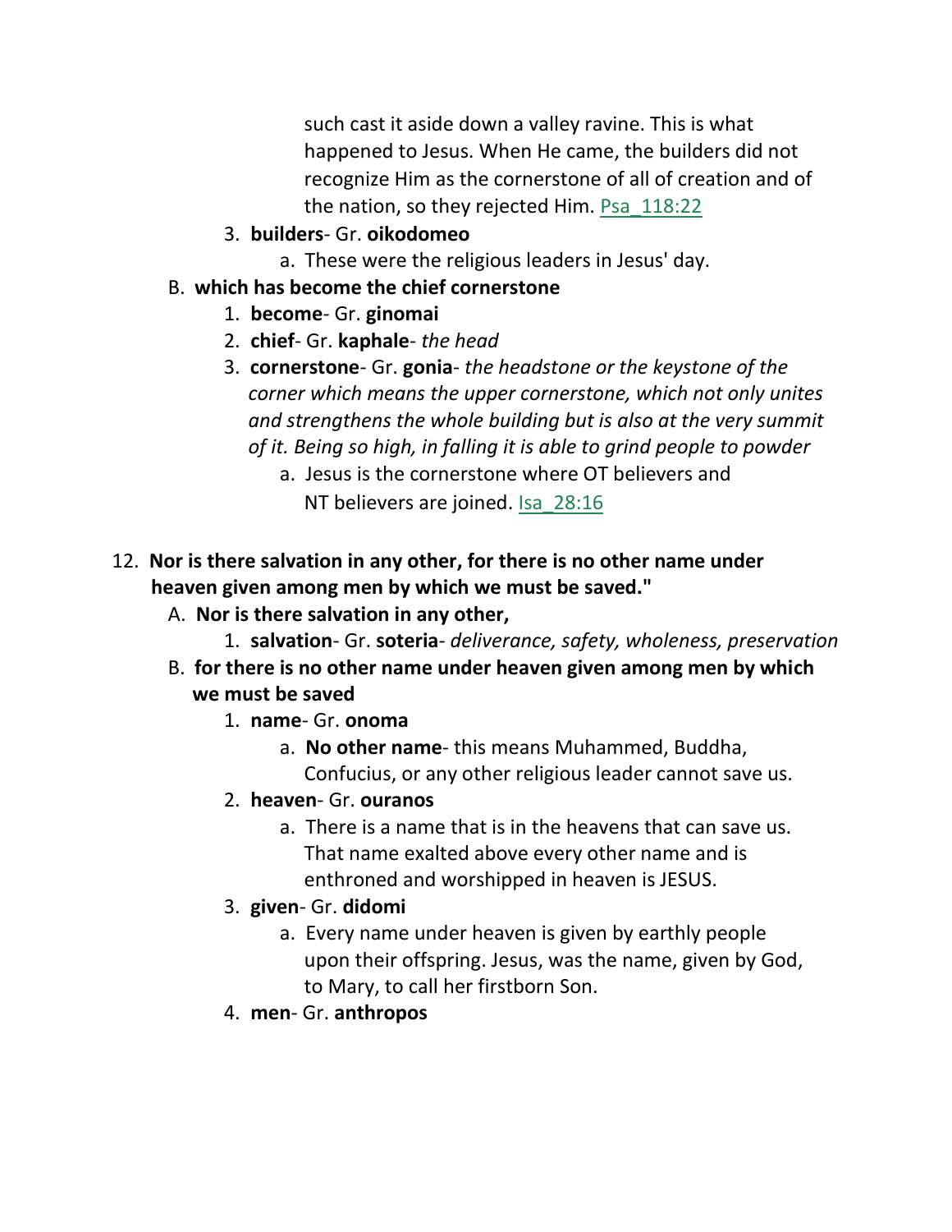such cast it aside down a valley ravine. This is what happened to Jesus. When He came, the builders did not recognize Him as the cornerstone of all of creation and of the nation, so they rejected Him. Psa_118:22

3. **builders**- Gr. **oikodomeo**
    a. These were the religious leaders in Jesus' day.

B. **which has become the chief cornerstone**
   1. **become**- Gr. **ginomai**
   2. **chief**- Gr. **kaphale**- *the head*
   3. **cornerstone**- Gr. **gonia**- *the headstone or the keystone of the corner which means the upper cornerstone, which not only unites and strengthens the whole building but is also at the very summit of it. Being so high, in falling it is able to grind people to powder*
       a. Jesus is the cornerstone where OT believers and NT believers are joined. Isa_28:16

12. **Nor is there salvation in any other, for there is no other name under heaven given among men by which we must be saved."**

   A. **Nor is there salvation in any other,**
      1. **salvation**- Gr. **soteria**- *deliverance, safety, wholeness, preservation*

   B. **for there is no other name under heaven given among men by which we must be saved**
      1. **name**- Gr. **onoma**
          a. **No other name**- this means Muhammed, Buddha, Confucius, or any other religious leader cannot save us.
      2. **heaven**- Gr. **ouranos**
          a. There is a name that is in the heavens that can save us. That name exalted above every other name and is enthroned and worshipped in heaven is JESUS.
      3. **given**- Gr. **didomi**
          a. Every name under heaven is given by earthly people upon their offspring. Jesus, was the name, given by God, to Mary, to call her firstborn Son.
      4. **men**- Gr. **anthropos**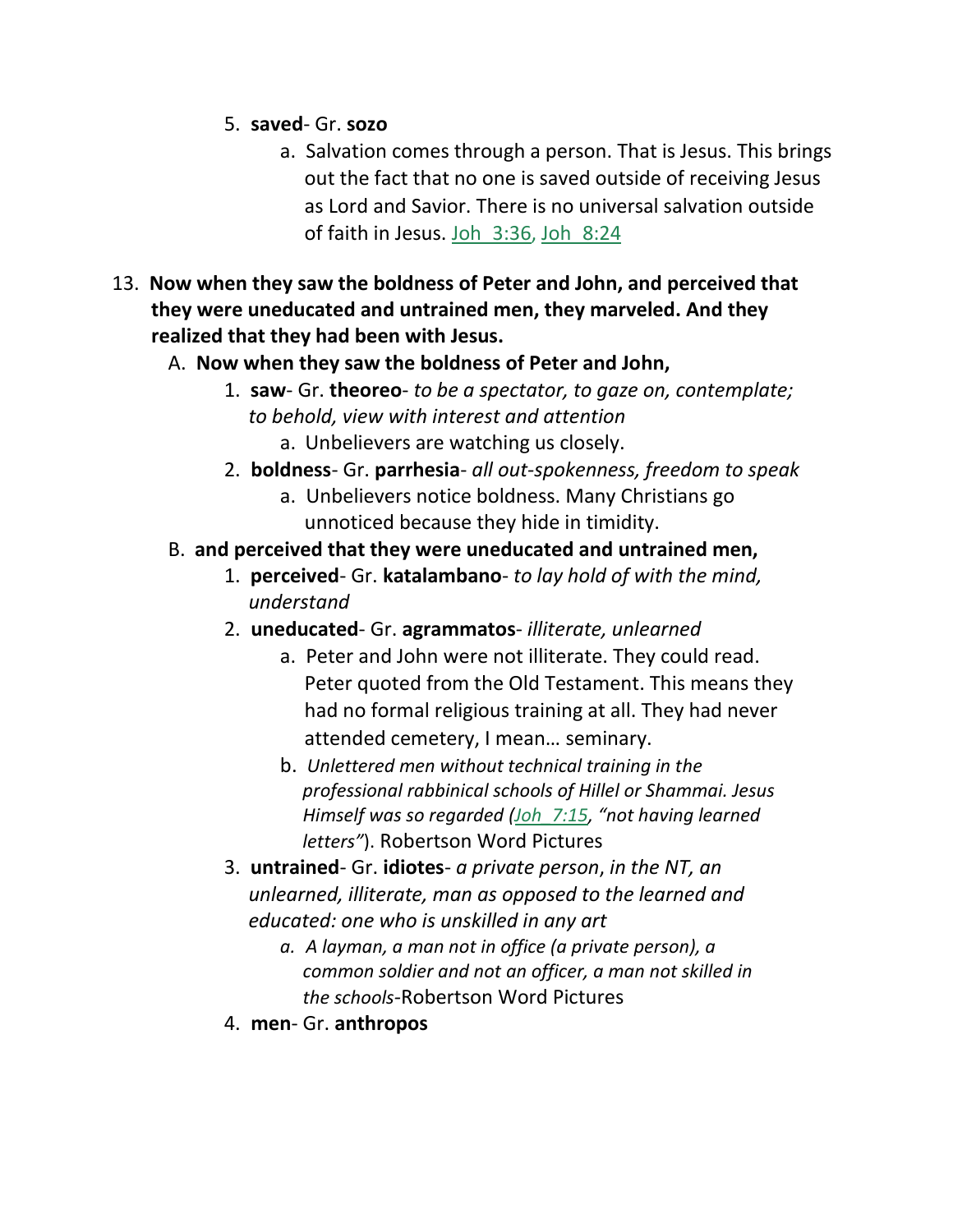5. **saved**- Gr. **sozo**
    a. Salvation comes through a person. That is Jesus. This brings out the fact that no one is saved outside of receiving Jesus as Lord and Savior. There is no universal salvation outside of faith in Jesus. Joh_3:36, Joh_8:24

13. **Now when they saw the boldness of Peter and John, and perceived that they were uneducated and untrained men, they marveled. And they realized that they had been with Jesus.**
    A. **Now when they saw the boldness of Peter and John,**
        1. **saw**- Gr. **theoreo**- *to be a spectator, to gaze on, contemplate; to behold, view with interest and attention*
            a. Unbelievers are watching us closely.
        2. **boldness**- Gr. **parrhesia**- *all out-spokenness, freedom to speak*
            a. Unbelievers notice boldness. Many Christians go unnoticed because they hide in timidity.
    B. **and perceived that they were uneducated and untrained men,**
        1. **perceived**- Gr. **katalambano**- *to lay hold of with the mind, understand*
        2. **uneducated**- Gr. **agrammatos**- *illiterate, unlearned*
            a. Peter and John were not illiterate. They could read. Peter quoted from the Old Testament. This means they had no formal religious training at all. They had never attended cemetery, I mean… seminary.
            b. *Unlettered men without technical training in the professional rabbinical schools of Hillel or Shammai. Jesus Himself was so regarded (Joh_7:15, "not having learned letters")*. Robertson Word Pictures
        3. **untrained**- Gr. **idiotes**- *a private person*, *in the NT, an unlearned, illiterate, man as opposed to the learned and educated: one who is unskilled in any art*
            a. *A layman, a man not in office (a private person), a common soldier and not an officer, a man not skilled in the schools*-Robertson Word Pictures
        4. **men**- Gr. **anthropos**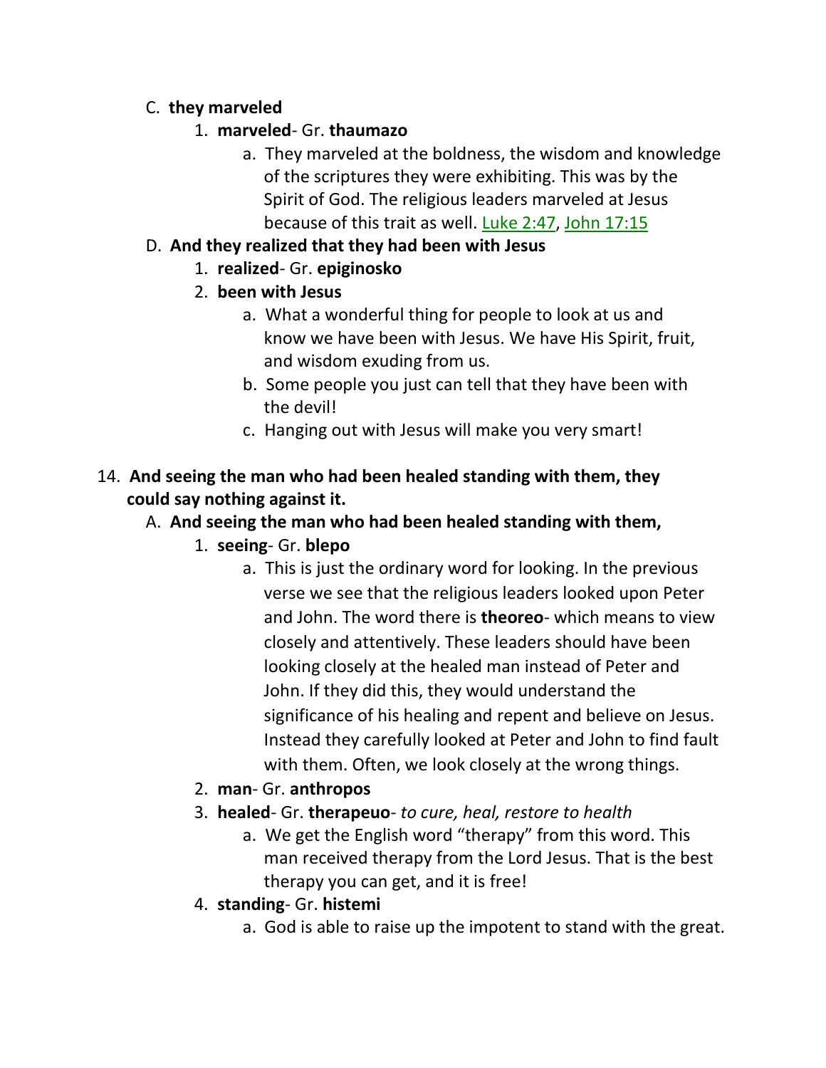C. **they marveled**

1. **marveled**- Gr. **thaumazo**
    a. They marveled at the boldness, the wisdom and knowledge of the scriptures they were exhibiting. This was by the Spirit of God. The religious leaders marveled at Jesus because of this trait as well. Luke 2:47, John 17:15

D. **And they realized that they had been with Jesus**

1. **realized**- Gr. **epiginosko**
2. **been with Jesus**
    a. What a wonderful thing for people to look at us and know we have been with Jesus. We have His Spirit, fruit, and wisdom exuding from us.
    b. Some people you just can tell that they have been with the devil!
    c. Hanging out with Jesus will make you very smart!

14. **And seeing the man who had been healed standing with them, they could say nothing against it.**

A. **And seeing the man who had been healed standing with them,**

1. **seeing**- Gr. **blepo**
    a. This is just the ordinary word for looking. In the previous verse we see that the religious leaders looked upon Peter and John. The word there is **theoreo**- which means to view closely and attentively. These leaders should have been looking closely at the healed man instead of Peter and John. If they did this, they would understand the significance of his healing and repent and believe on Jesus. Instead they carefully looked at Peter and John to find fault with them. Often, we look closely at the wrong things.
2. **man**- Gr. **anthropos**
3. **healed**- Gr. **therapeuo**- *to cure, heal, restore to health*
    a. We get the English word "therapy" from this word. This man received therapy from the Lord Jesus. That is the best therapy you can get, and it is free!
4. **standing**- Gr. **histemi**
    a. God is able to raise up the impotent to stand with the great.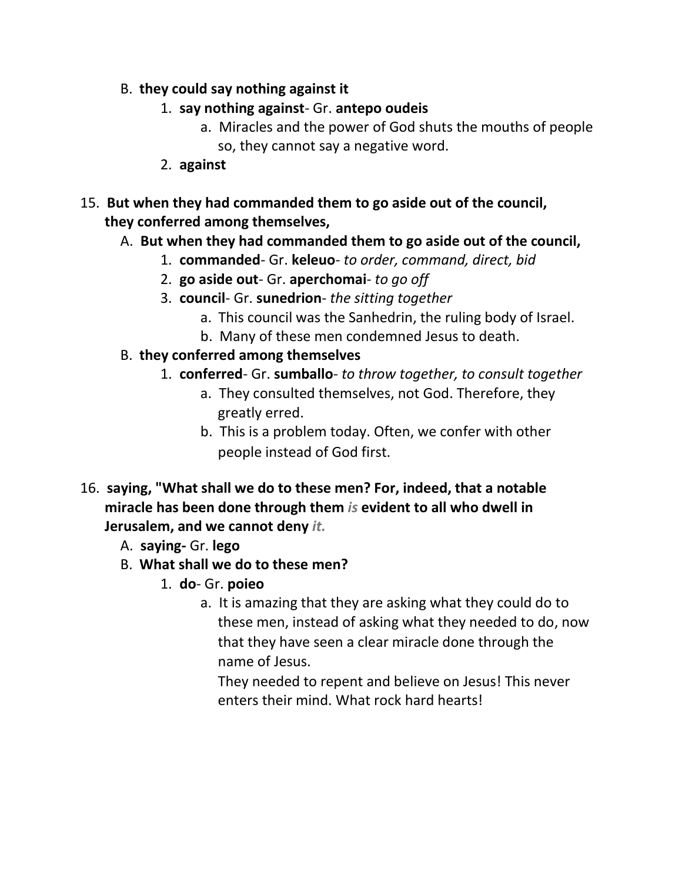B. **they could say nothing against it**

1. **say nothing against**- Gr. **antepo oudeis**
    a. Miracles and the power of God shuts the mouths of people so, they cannot say a negative word.
2. **against**

15. **But when they had commanded them to go aside out of the council, they conferred among themselves,**

A. **But when they had commanded them to go aside out of the council,**

1. **commanded**- Gr. **keleuo**- *to order, command, direct, bid*
2. **go aside out**- Gr. **aperchomai**- *to go off*
3. **council**- Gr. **sunedrion**- *the sitting together*
    a. This council was the Sanhedrin, the ruling body of Israel.
    b. Many of these men condemned Jesus to death.

B. **they conferred among themselves**

1. **conferred**- Gr. **sumballo**- *to throw together, to consult together*
    a. They consulted themselves, not God. Therefore, they greatly erred.
    b. This is a problem today. Often, we confer with other people instead of God first.

16. **saying, "What shall we do to these men? For, indeed, that a notable miracle has been done through them *is* evident to all who dwell in Jerusalem, and we cannot deny *it.***

A. **saying-** Gr. **lego**

B. **What shall we do to these men?**

1. **do**- Gr. **poieo**
    a. It is amazing that they are asking what they could do to these men, instead of asking what they needed to do, now that they have seen a clear miracle done through the name of Jesus.
    They needed to repent and believe on Jesus! This never enters their mind. What rock hard hearts!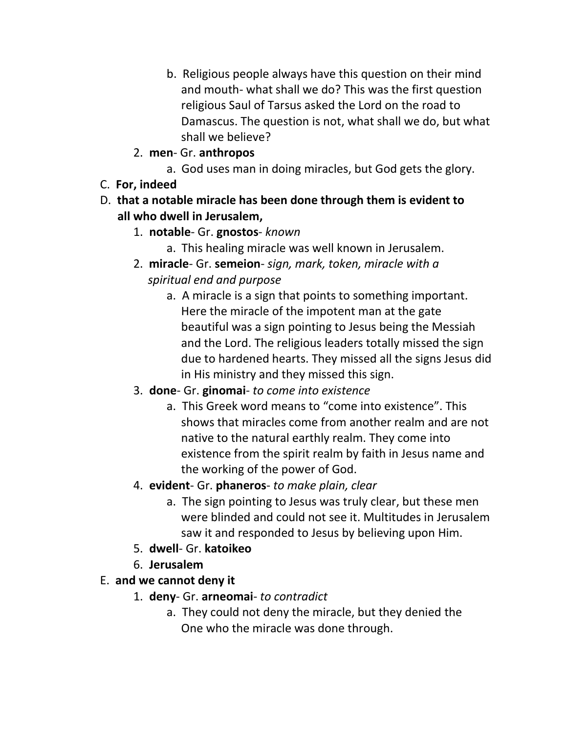b. Religious people always have this question on their mind and mouth- what shall we do? This was the first question religious Saul of Tarsus asked the Lord on the road to Damascus. The question is not, what shall we do, but what shall we believe?

  2. **men**- Gr. **anthropos**
     a. God uses man in doing miracles, but God gets the glory.

C. **For, indeed**

D. **that a notable miracle has been done through them is evident to all who dwell in Jerusalem,**
  1. **notable**- Gr. **gnostos**- *known*
     a. This healing miracle was well known in Jerusalem.
  2. **miracle**- Gr. **semeion**- *sign, mark, token, miracle with a spiritual end and purpose*
     a. A miracle is a sign that points to something important. Here the miracle of the impotent man at the gate beautiful was a sign pointing to Jesus being the Messiah and the Lord. The religious leaders totally missed the sign due to hardened hearts. They missed all the signs Jesus did in His ministry and they missed this sign.
  3. **done**- Gr. **ginomai**- *to come into existence*
     a. This Greek word means to "come into existence". This shows that miracles come from another realm and are not native to the natural earthly realm. They come into existence from the spirit realm by faith in Jesus name and the working of the power of God.
  4. **evident**- Gr. **phaneros**- *to make plain, clear*
     a. The sign pointing to Jesus was truly clear, but these men were blinded and could not see it. Multitudes in Jerusalem saw it and responded to Jesus by believing upon Him.
  5. **dwell**- Gr. **katoikeo**
  6. **Jerusalem**

E. **and we cannot deny it**
  1. **deny**- Gr. **arneomai**- *to contradict*
     a. They could not deny the miracle, but they denied the One who the miracle was done through.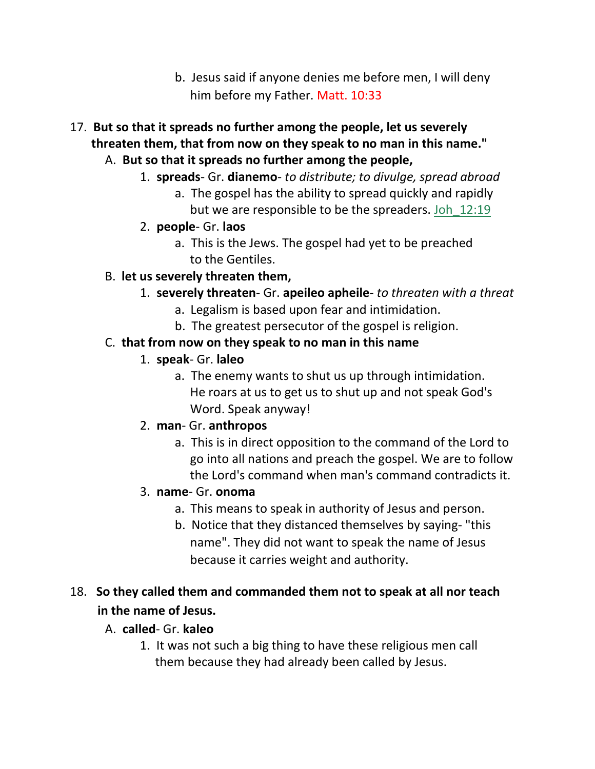b. Jesus said if anyone denies me before men, I will deny him before my Father. Matt. 10:33

17. **But so that it spreads no further among the people, let us severely threaten them, that from now on they speak to no man in this name."**

   A. **But so that it spreads no further among the people,**

      1. **spreads**- Gr. **dianemo**- *to distribute; to divulge, spread abroad*

         a. The gospel has the ability to spread quickly and rapidly but we are responsible to be the spreaders. Joh_12:19

      2. **people**- Gr. **laos**

         a. This is the Jews. The gospel had yet to be preached to the Gentiles.

   B. **let us severely threaten them,**

      1. **severely threaten**- Gr. **apeileo apheile**- *to threaten with a threat*

         a. Legalism is based upon fear and intimidation.

         b. The greatest persecutor of the gospel is religion.

   C. **that from now on they speak to no man in this name**

      1. **speak**- Gr. **laleo**

         a. The enemy wants to shut us up through intimidation. He roars at us to get us to shut up and not speak God's Word. Speak anyway!

      2. **man**- Gr. **anthropos**

         a. This is in direct opposition to the command of the Lord to go into all nations and preach the gospel. We are to follow the Lord's command when man's command contradicts it.

      3. **name**- Gr. **onoma**

         a. This means to speak in authority of Jesus and person.

         b. Notice that they distanced themselves by saying- "this name". They did not want to speak the name of Jesus because it carries weight and authority.

18. **So they called them and commanded them not to speak at all nor teach in the name of Jesus.**

   A. **called**- Gr. **kaleo**

      1. It was not such a big thing to have these religious men call them because they had already been called by Jesus.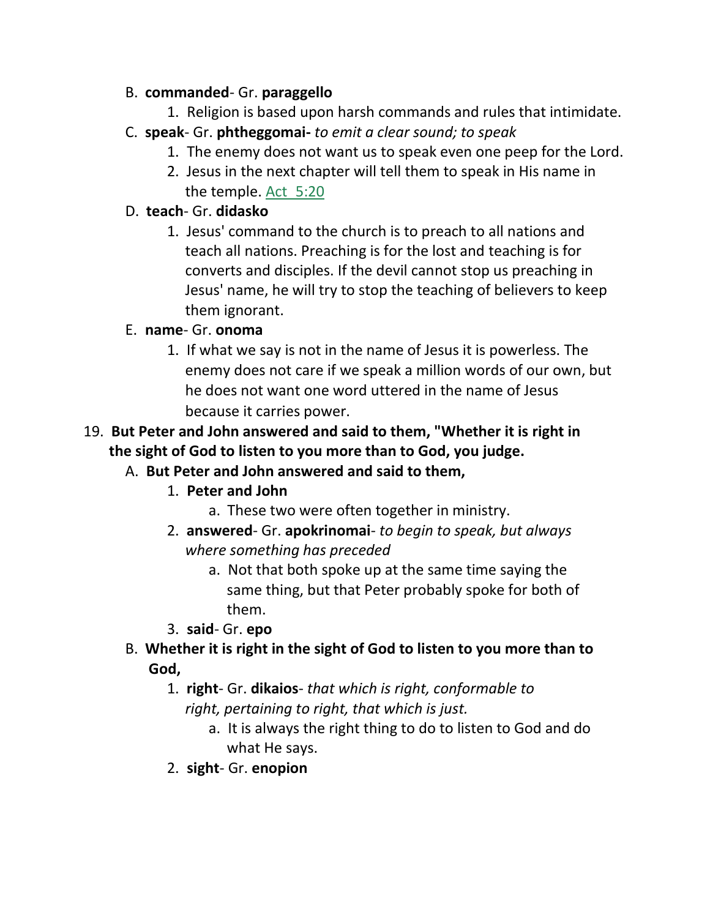B. **commanded**- Gr. **paraggello**

   1. Religion is based upon harsh commands and rules that intimidate.

C. **speak**- Gr. **phtheggomai-** *to emit a clear sound; to speak*

   1. The enemy does not want us to speak even one peep for the Lord.
   2. Jesus in the next chapter will tell them to speak in His name in the temple. Act 5:20

D. **teach**- Gr. **didasko**

   1. Jesus' command to the church is to preach to all nations and teach all nations. Preaching is for the lost and teaching is for converts and disciples. If the devil cannot stop us preaching in Jesus' name, he will try to stop the teaching of believers to keep them ignorant.

E. **name**- Gr. **onoma**

   1. If what we say is not in the name of Jesus it is powerless. The enemy does not care if we speak a million words of our own, but he does not want one word uttered in the name of Jesus because it carries power.

19. **But Peter and John answered and said to them, "Whether it is right in the sight of God to listen to you more than to God, you judge.**

   A. **But Peter and John answered and said to them,**

      1. **Peter and John**
         a. These two were often together in ministry.
      2. **answered**- Gr. **apokrinomai**- *to begin to speak, but always where something has preceded*
         a. Not that both spoke up at the same time saying the same thing, but that Peter probably spoke for both of them.
      3. **said**- Gr. **epo**

   B. **Whether it is right in the sight of God to listen to you more than to God,**

      1. **right**- Gr. **dikaios**- *that which is right, conformable to right, pertaining to right, that which is just.*
         a. It is always the right thing to do to listen to God and do what He says.
      2. **sight**- Gr. **enopion**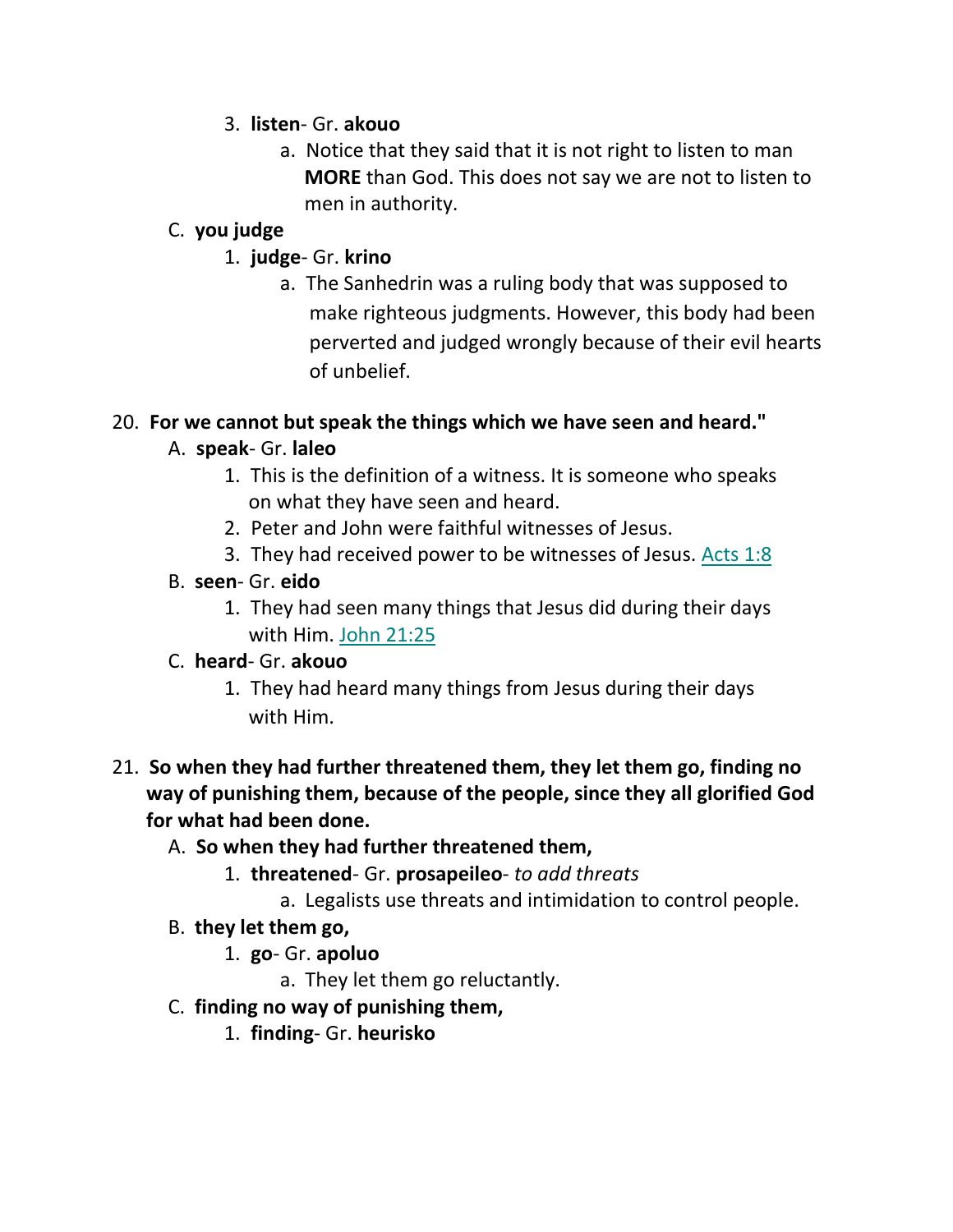3. **listen**- Gr. **akouo**
    a. Notice that they said that it is not right to listen to man **MORE** than God. This does not say we are not to listen to men in authority.

C. **you judge**

1. **judge**- Gr. **krino**
    a. The Sanhedrin was a ruling body that was supposed to make righteous judgments. However, this body had been perverted and judged wrongly because of their evil hearts of unbelief.

20. **For we cannot but speak the things which we have seen and heard."**

A. **speak**- Gr. **laleo**

1. This is the definition of a witness. It is someone who speaks on what they have seen and heard.
2. Peter and John were faithful witnesses of Jesus.
3. They had received power to be witnesses of Jesus. Acts 1:8

B. **seen**- Gr. **eido**

1. They had seen many things that Jesus did during their days with Him. John 21:25

C. **heard**- Gr. **akouo**

1. They had heard many things from Jesus during their days with Him.

21. **So when they had further threatened them, they let them go, finding no way of punishing them, because of the people, since they all glorified God for what had been done.**

A. **So when they had further threatened them,**

1. **threatened**- Gr. **prosapeileo**- *to add threats*
    a. Legalists use threats and intimidation to control people.

B. **they let them go,**

1. **go**- Gr. **apoluo**
    a. They let them go reluctantly.

C. **finding no way of punishing them,**

1. **finding**- Gr. **heurisko**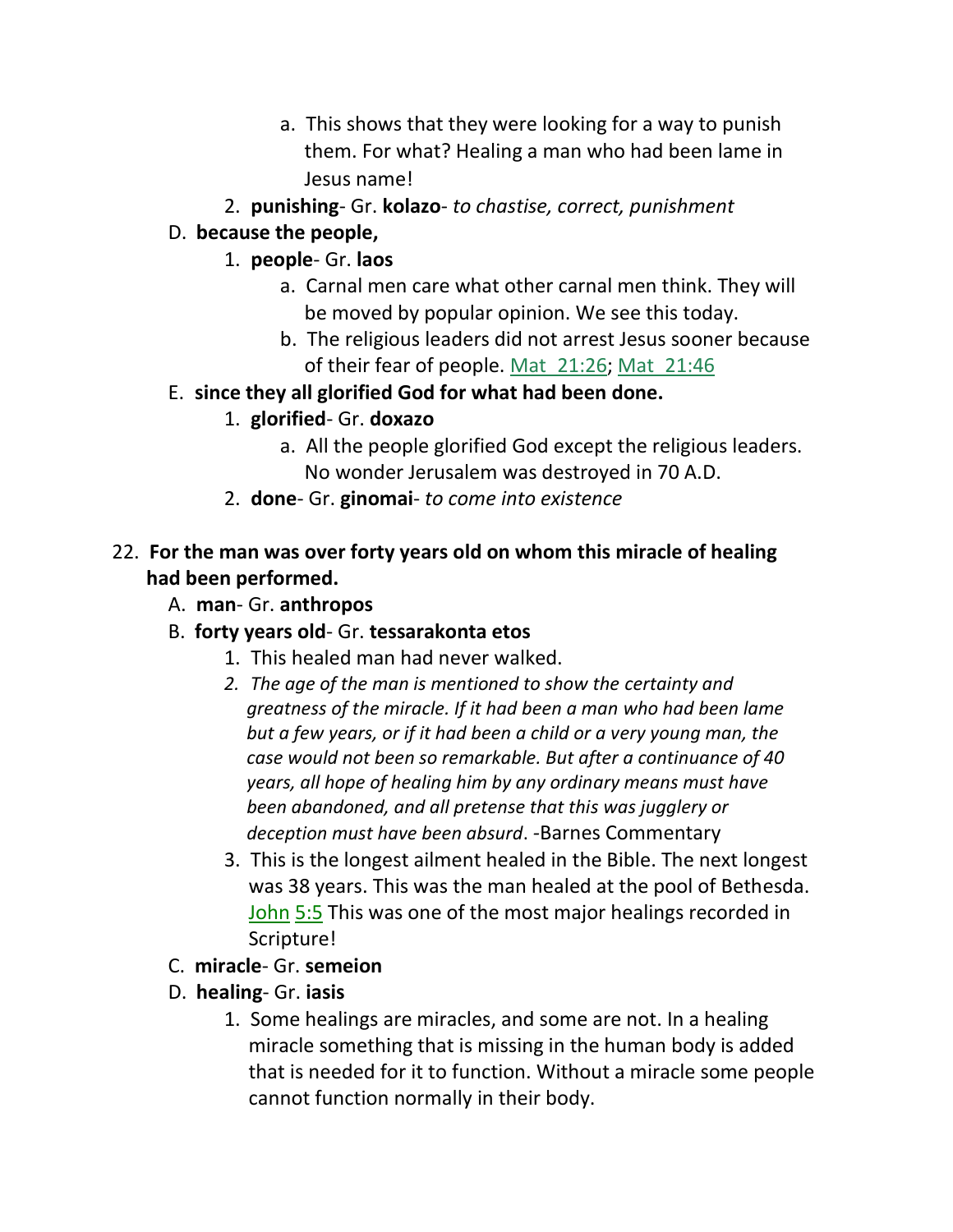a. This shows that they were looking for a way to punish them. For what? Healing a man who had been lame in Jesus name!

2. **punishing**- Gr. **kolazo**- *to chastise, correct, punishment*

D. **because the people,**

1. **people**- Gr. **laos**

a. Carnal men care what other carnal men think. They will be moved by popular opinion. We see this today.

b. The religious leaders did not arrest Jesus sooner because of their fear of people. Mat_21:26; Mat_21:46

E. **since they all glorified God for what had been done.**

1. **glorified**- Gr. **doxazo**

a. All the people glorified God except the religious leaders. No wonder Jerusalem was destroyed in 70 A.D.

2. **done**- Gr. **ginomai**- *to come into existence*

22. **For the man was over forty years old on whom this miracle of healing had been performed.**

A. **man**- Gr. **anthropos**

B. **forty years old**- Gr. **tessarakonta etos**

1. This healed man had never walked.

2. *The age of the man is mentioned to show the certainty and greatness of the miracle. If it had been a man who had been lame but a few years, or if it had been a child or a very young man, the case would not been so remarkable. But after a continuance of 40 years, all hope of healing him by any ordinary means must have been abandoned, and all pretense that this was jugglery or deception must have been absurd*. -Barnes Commentary

3. This is the longest ailment healed in the Bible. The next longest was 38 years. This was the man healed at the pool of Bethesda. John 5:5 This was one of the most major healings recorded in Scripture!

C. **miracle**- Gr. **semeion**

D. **healing**- Gr. **iasis**

1. Some healings are miracles, and some are not. In a healing miracle something that is missing in the human body is added that is needed for it to function. Without a miracle some people cannot function normally in their body.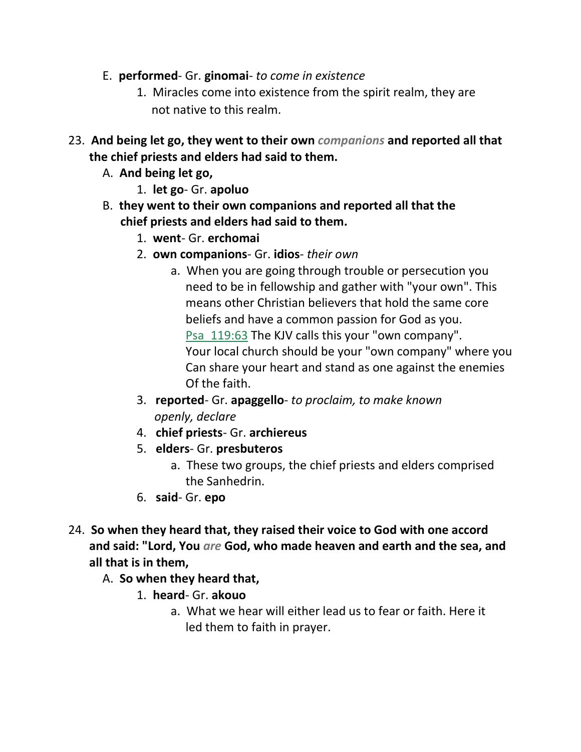E. **performed**- Gr. **ginomai**- *to come in existence*

   1. Miracles come into existence from the spirit realm, they are not native to this realm.

23. **And being let go, they went to their own *companions* and reported all that the chief priests and elders had said to them.**

   A. **And being let go,**

      1. **let go**- Gr. **apoluo**

   B. **they went to their own companions and reported all that the chief priests and elders had said to them.**

      1. **went**- Gr. **erchomai**
      2. **own companions**- Gr. **idios**- *their own*

         a. When you are going through trouble or persecution you need to be in fellowship and gather with "your own". This means other Christian believers that hold the same core beliefs and have a common passion for God as you. Psa 119:63 The KJV calls this your "own company". Your local church should be your "own company" where you Can share your heart and stand as one against the enemies Of the faith.

      3. **reported**- Gr. **apaggello**- *to proclaim, to make known openly, declare*
      4. **chief priests**- Gr. **archiereus**
      5. **elders**- Gr. **presbuteros**

         a. These two groups, the chief priests and elders comprised the Sanhedrin.

      6. **said**- Gr. **epo**

24. **So when they heard that, they raised their voice to God with one accord and said: "Lord, You *are* God, who made heaven and earth and the sea, and all that is in them,**

   A. **So when they heard that,**

      1. **heard**- Gr. **akouo**

         a. What we hear will either lead us to fear or faith. Here it led them to faith in prayer.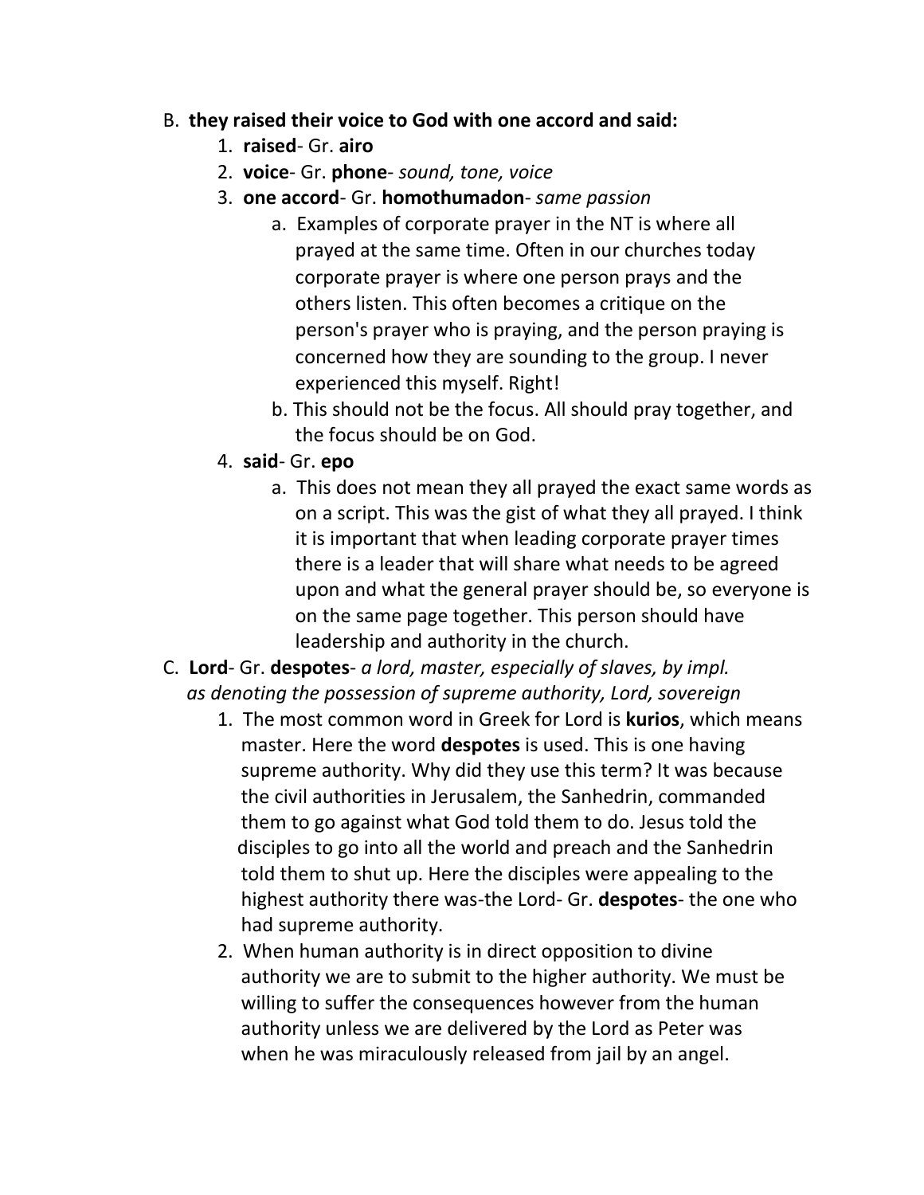B. **they raised their voice to God with one accord and said:**

1. **raised**- Gr. **airo**
2. **voice**- Gr. **phone**- *sound, tone, voice*
3. **one accord**- Gr. **homothumadon**- *same passion*
    a. Examples of corporate prayer in the NT is where all prayed at the same time. Often in our churches today corporate prayer is where one person prays and the others listen. This often becomes a critique on the person's prayer who is praying, and the person praying is concerned how they are sounding to the group. I never experienced this myself. Right!
    b. This should not be the focus. All should pray together, and the focus should be on God.
4. **said**- Gr. **epo**
    a. This does not mean they all prayed the exact same words as on a script. This was the gist of what they all prayed. I think it is important that when leading corporate prayer times there is a leader that will share what needs to be agreed upon and what the general prayer should be, so everyone is on the same page together. This person should have leadership and authority in the church.

C. **Lord**- Gr. **despotes**- *a lord, master, especially of slaves, by impl. as denoting the possession of supreme authority, Lord, sovereign*

1. The most common word in Greek for Lord is **kurios**, which means master. Here the word **despotes** is used. This is one having supreme authority. Why did they use this term? It was because the civil authorities in Jerusalem, the Sanhedrin, commanded them to go against what God told them to do. Jesus told the disciples to go into all the world and preach and the Sanhedrin told them to shut up. Here the disciples were appealing to the highest authority there was-the Lord- Gr. **despotes**- the one who had supreme authority.
2. When human authority is in direct opposition to divine authority we are to submit to the higher authority. We must be willing to suffer the consequences however from the human authority unless we are delivered by the Lord as Peter was when he was miraculously released from jail by an angel.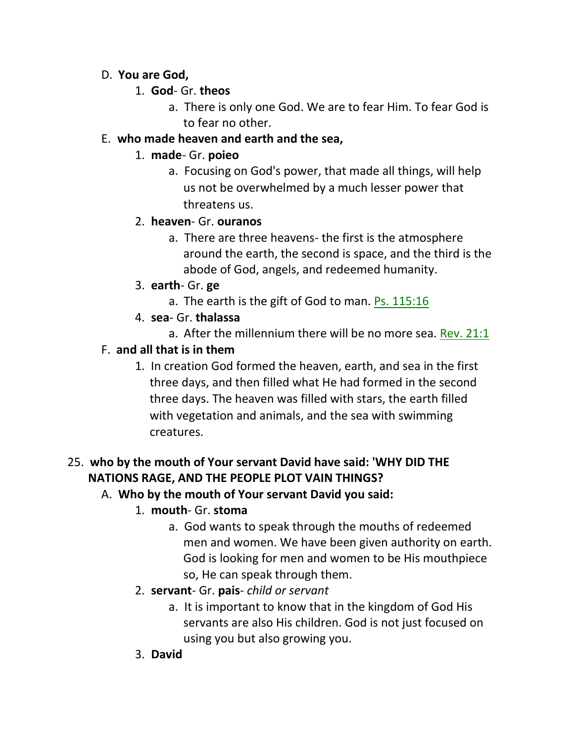D. **You are God,**

1. **God**- Gr. **theos**

    a. There is only one God. We are to fear Him. To fear God is to fear no other.

E. **who made heaven and earth and the sea,**

1. **made**- Gr. **poieo**

    a. Focusing on God's power, that made all things, will help us not be overwhelmed by a much lesser power that threatens us.

2. **heaven**- Gr. **ouranos**

    a. There are three heavens- the first is the atmosphere around the earth, the second is space, and the third is the abode of God, angels, and redeemed humanity.

3. **earth**- Gr. **ge**

    a. The earth is the gift of God to man. Ps. 115:16

4. **sea**- Gr. **thalassa**

    a. After the millennium there will be no more sea. Rev. 21:1

F. **and all that is in them**

1. In creation God formed the heaven, earth, and sea in the first three days, and then filled what He had formed in the second three days. The heaven was filled with stars, the earth filled with vegetation and animals, and the sea with swimming creatures.

25. **who by the mouth of Your servant David have said: 'WHY DID THE NATIONS RAGE, AND THE PEOPLE PLOT VAIN THINGS?**

A. **Who by the mouth of Your servant David you said:**

1. **mouth**- Gr. **stoma**

    a. God wants to speak through the mouths of redeemed men and women. We have been given authority on earth. God is looking for men and women to be His mouthpiece so, He can speak through them.

2. **servant**- Gr. **pais**- *child or servant*

    a. It is important to know that in the kingdom of God His servants are also His children. God is not just focused on using you but also growing you.

3. **David**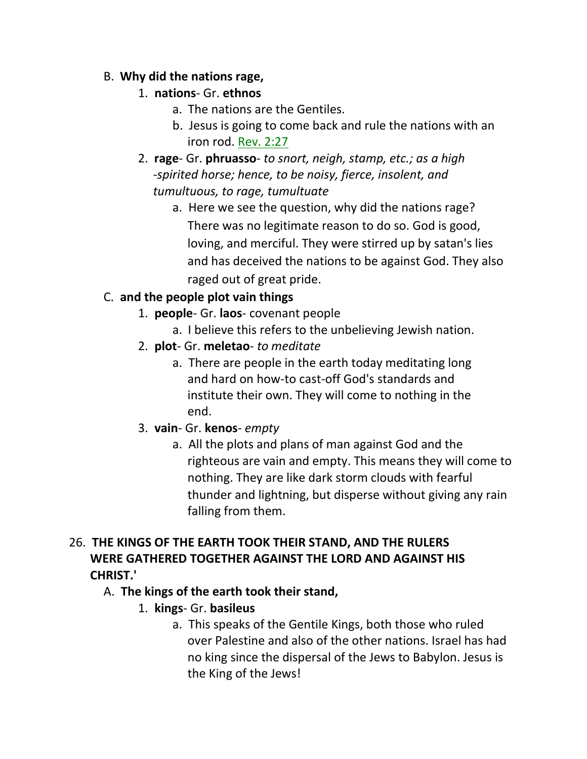B. **Why did the nations rage,**

1. **nations**- Gr. **ethnos**
   a. The nations are the Gentiles.
   b. Jesus is going to come back and rule the nations with an iron rod. Rev. 2:27
2. **rage**- Gr. **phruasso**- *to snort, neigh, stamp, etc.; as a high -spirited horse; hence, to be noisy, fierce, insolent, and tumultuous, to rage, tumultuate*
   a. Here we see the question, why did the nations rage? There was no legitimate reason to do so. God is good, loving, and merciful. They were stirred up by satan's lies and has deceived the nations to be against God. They also raged out of great pride.

C. **and the people plot vain things**

1. **people**- Gr. **laos**- covenant people
   a. I believe this refers to the unbelieving Jewish nation.
2. **plot**- Gr. **meletao**- *to meditate*
   a. There are people in the earth today meditating long and hard on how-to cast-off God's standards and institute their own. They will come to nothing in the end.
3. **vain**- Gr. **kenos**- *empty*
   a. All the plots and plans of man against God and the righteous are vain and empty. This means they will come to nothing. They are like dark storm clouds with fearful thunder and lightning, but disperse without giving any rain falling from them.

26. **THE KINGS OF THE EARTH TOOK THEIR STAND, AND THE RULERS WERE GATHERED TOGETHER AGAINST THE LORD AND AGAINST HIS CHRIST.'**

A. **The kings of the earth took their stand,**

1. **kings**- Gr. **basileus**
   a. This speaks of the Gentile Kings, both those who ruled over Palestine and also of the other nations. Israel has had no king since the dispersal of the Jews to Babylon. Jesus is the King of the Jews!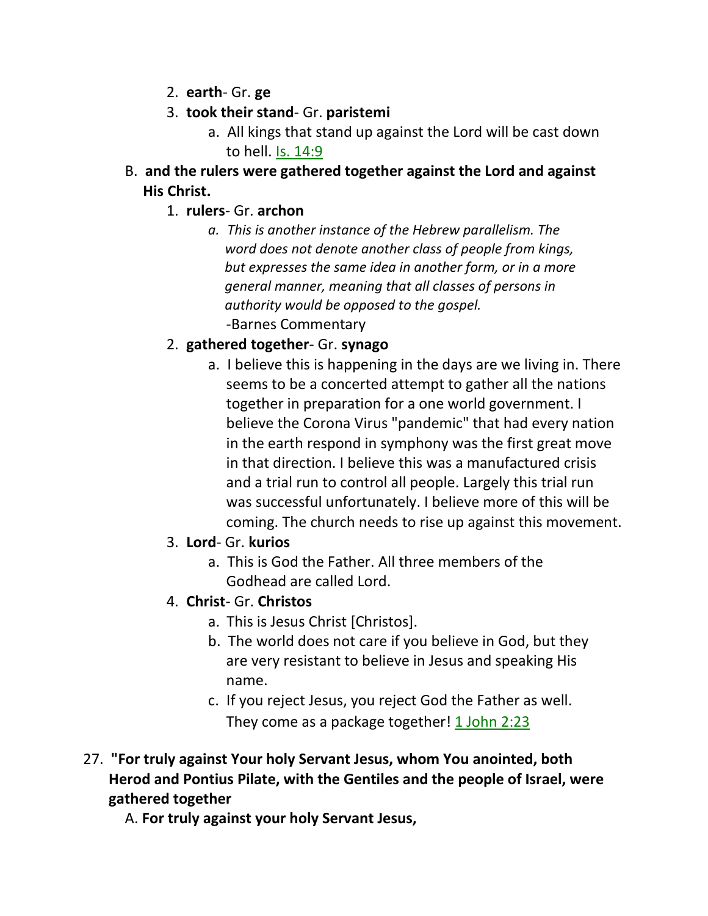2. **earth**- Gr. **ge**
3. **took their stand**- Gr. **paristemi**
    a. All kings that stand up against the Lord will be cast down to hell. Is. 14:9

B. **and the rulers were gathered together against the Lord and against His Christ.**

1. **rulers**- Gr. **archon**
    a. *This is another instance of the Hebrew parallelism. The word does not denote another class of people from kings, but expresses the same idea in another form, or in a more general manner, meaning that all classes of persons in authority would be opposed to the gospel.*
    -Barnes Commentary
2. **gathered together**- Gr. **synago**
    a. I believe this is happening in the days are we living in. There seems to be a concerted attempt to gather all the nations together in preparation for a one world government. I believe the Corona Virus "pandemic" that had every nation in the earth respond in symphony was the first great move in that direction. I believe this was a manufactured crisis and a trial run to control all people. Largely this trial run was successful unfortunately. I believe more of this will be coming. The church needs to rise up against this movement.
3. **Lord**- Gr. **kurios**
    a. This is God the Father. All three members of the Godhead are called Lord.
4. **Christ**- Gr. **Christos**
    a. This is Jesus Christ [Christos].
    b. The world does not care if you believe in God, but they are very resistant to believe in Jesus and speaking His name.
    c. If you reject Jesus, you reject God the Father as well. They come as a package together! 1 John 2:23

27. **"For truly against Your holy Servant Jesus, whom You anointed, both Herod and Pontius Pilate, with the Gentiles and the people of Israel, were gathered together**

A. **For truly against your holy Servant Jesus,**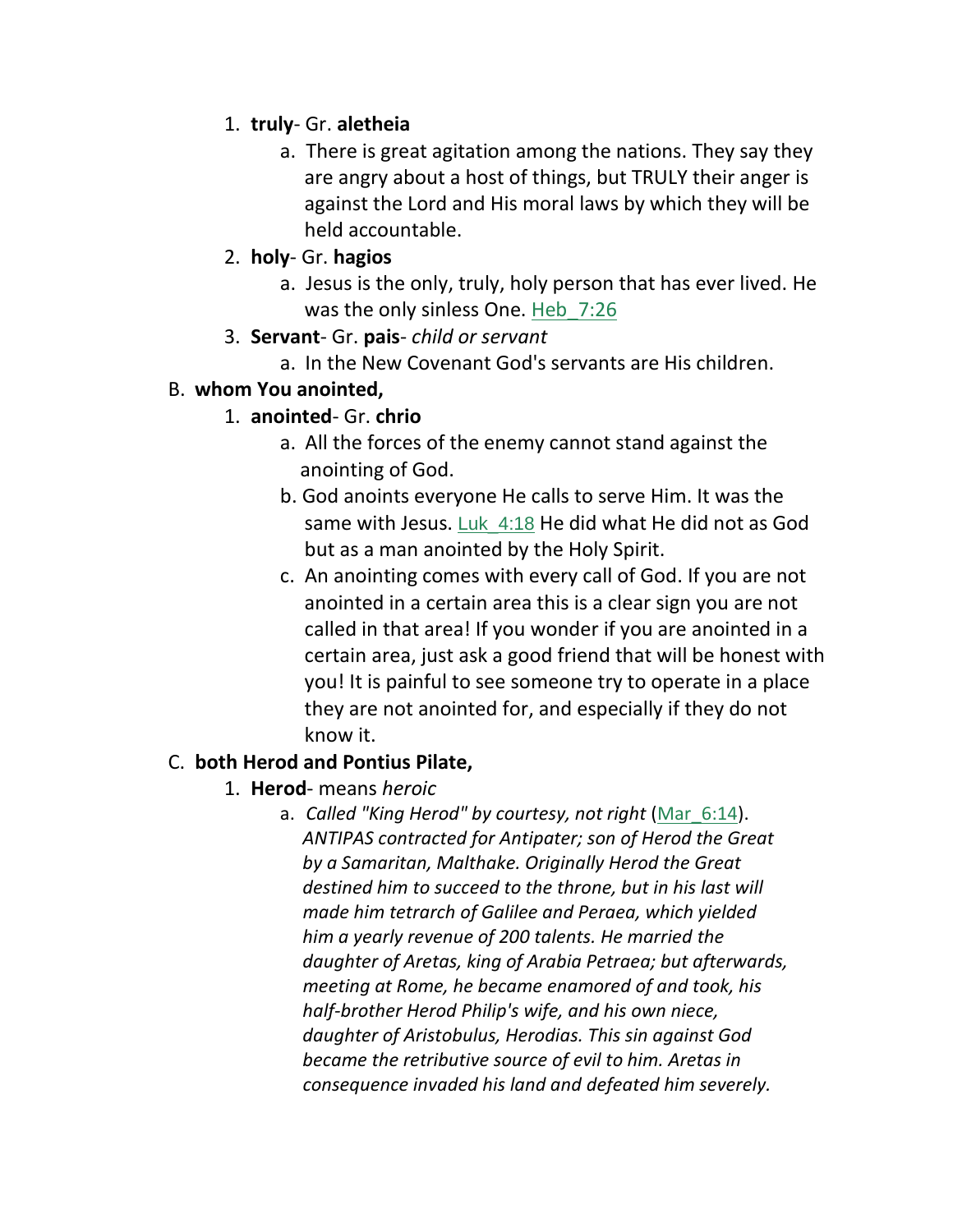1. **truly**- Gr. **aletheia**
    a. There is great agitation among the nations. They say they are angry about a host of things, but TRULY their anger is against the Lord and His moral laws by which they will be held accountable.
2. **holy**- Gr. **hagios**
    a. Jesus is the only, truly, holy person that has ever lived. He was the only sinless One. Heb_7:26
3. **Servant**- Gr. **pais**- *child or servant*
    a. In the New Covenant God's servants are His children.

B. **whom You anointed,**

1. **anointed**- Gr. **chrio**
    a. All the forces of the enemy cannot stand against the anointing of God.
    b. God anoints everyone He calls to serve Him. It was the same with Jesus. Luk_4:18 He did what He did not as God but as a man anointed by the Holy Spirit.
    c. An anointing comes with every call of God. If you are not anointed in a certain area this is a clear sign you are not called in that area! If you wonder if you are anointed in a certain area, just ask a good friend that will be honest with you! It is painful to see someone try to operate in a place they are not anointed for, and especially if they do not know it.

C. **both Herod and Pontius Pilate,**

1. **Herod**- means *heroic*
    a. *Called "King Herod" by courtesy, not right* (Mar_6:14). *ANTIPAS contracted for Antipater; son of Herod the Great by a Samaritan, Malthake. Originally Herod the Great destined him to succeed to the throne, but in his last will made him tetrarch of Galilee and Peraea, which yielded him a yearly revenue of 200 talents. He married the daughter of Aretas, king of Arabia Petraea; but afterwards, meeting at Rome, he became enamored of and took, his half-brother Herod Philip's wife, and his own niece, daughter of Aristobulus, Herodias. This sin against God became the retributive source of evil to him. Aretas in consequence invaded his land and defeated him severely.*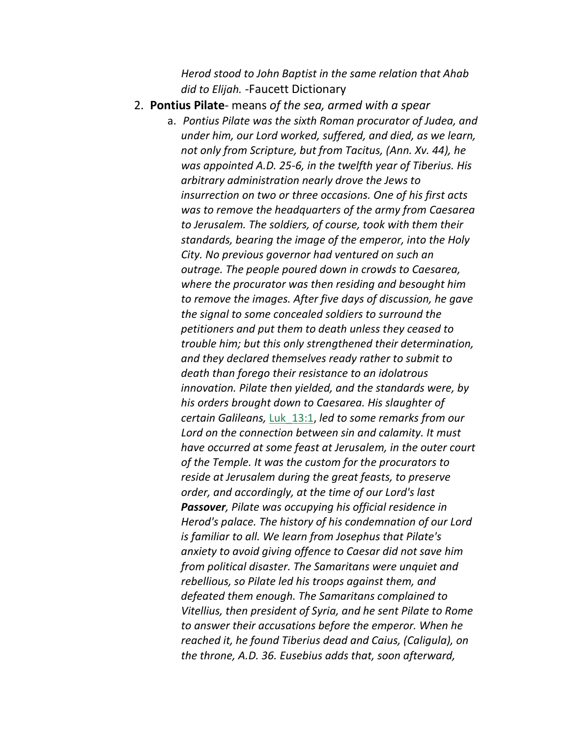*Herod stood to John Baptist in the same relation that Ahab did to Elijah.* -Faucett Dictionary

2. **Pontius Pilate**- means *of the sea, armed with a spear*
    a. *Pontius Pilate was the sixth Roman procurator of Judea, and under him, our Lord worked, suffered, and died, as we learn, not only from Scripture, but from Tacitus, (Ann. Xv. 44), he was appointed A.D. 25-6, in the twelfth year of Tiberius. His arbitrary administration nearly drove the Jews to insurrection on two or three occasions. One of his first acts was to remove the headquarters of the army from Caesarea to Jerusalem. The soldiers, of course, took with them their standards, bearing the image of the emperor, into the Holy City. No previous governor had ventured on such an outrage. The people poured down in crowds to Caesarea, where the procurator was then residing and besought him to remove the images. After five days of discussion, he gave the signal to some concealed soldiers to surround the petitioners and put them to death unless they ceased to trouble him; but this only strengthened their determination, and they declared themselves ready rather to submit to death than forego their resistance to an idolatrous innovation. Pilate then yielded, and the standards were, by his orders brought down to Caesarea. His slaughter of certain Galileans,* Luk_13:1, *led to some remarks from our Lord on the connection between sin and calamity. It must have occurred at some feast at Jerusalem, in the outer court of the Temple. It was the custom for the procurators to reside at Jerusalem during the great feasts, to preserve order, and accordingly, at the time of our Lord's last* ***Passover****, Pilate was occupying his official residence in Herod's palace. The history of his condemnation of our Lord is familiar to all. We learn from Josephus that Pilate's anxiety to avoid giving offence to Caesar did not save him from political disaster. The Samaritans were unquiet and rebellious, so Pilate led his troops against them, and defeated them enough. The Samaritans complained to Vitellius, then president of Syria, and he sent Pilate to Rome to answer their accusations before the emperor. When he reached it, he found Tiberius dead and Caius, (Caligula), on the throne, A.D. 36. Eusebius adds that, soon afterward,*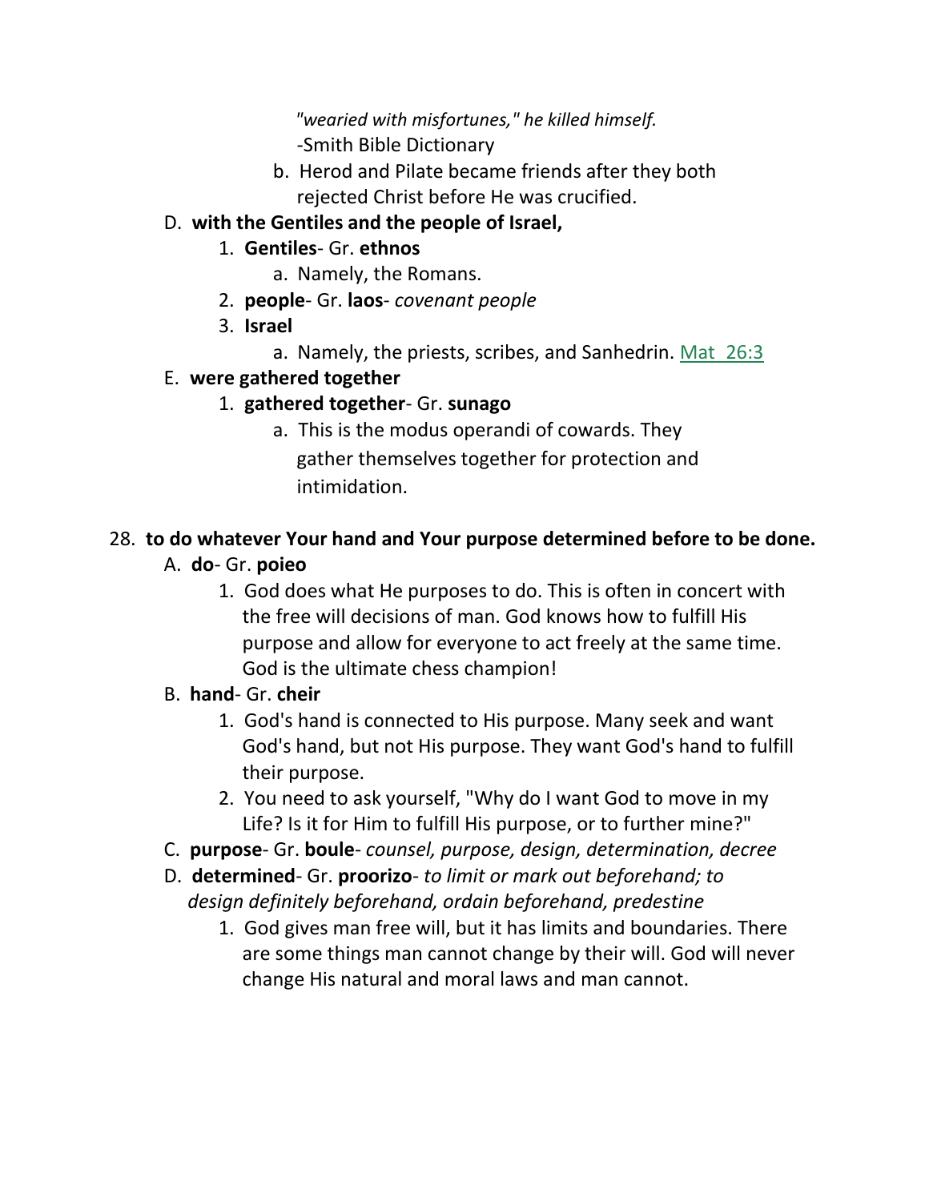*"wearied with misfortunes," he killed himself.*
-Smith Bible Dictionary

b. Herod and Pilate became friends after they both rejected Christ before He was crucified.

D. **with the Gentiles and the people of Israel,**
   1. **Gentiles**- Gr. **ethnos**
      a. Namely, the Romans.
   2. **people**- Gr. **laos**- *covenant people*
   3. **Israel**
      a. Namely, the priests, scribes, and Sanhedrin. Mat 26:3

E. **were gathered together**
   1. **gathered together**- Gr. **sunago**
      a. This is the modus operandi of cowards. They gather themselves together for protection and intimidation.

28. **to do whatever Your hand and Your purpose determined before to be done.**

A. **do**- Gr. **poieo**
   1. God does what He purposes to do. This is often in concert with the free will decisions of man. God knows how to fulfill His purpose and allow for everyone to act freely at the same time. God is the ultimate chess champion!

B. **hand**- Gr. **cheir**
   1. God's hand is connected to His purpose. Many seek and want God's hand, but not His purpose. They want God's hand to fulfill their purpose.
   2. You need to ask yourself, "Why do I want God to move in my Life? Is it for Him to fulfill His purpose, or to further mine?"

C. **purpose**- Gr. **boule**- *counsel, purpose, design, determination, decree*

D. **determined**- Gr. **proorizo**- *to limit or mark out beforehand; to design definitely beforehand, ordain beforehand, predestine*
   1. God gives man free will, but it has limits and boundaries. There are some things man cannot change by their will. God will never change His natural and moral laws and man cannot.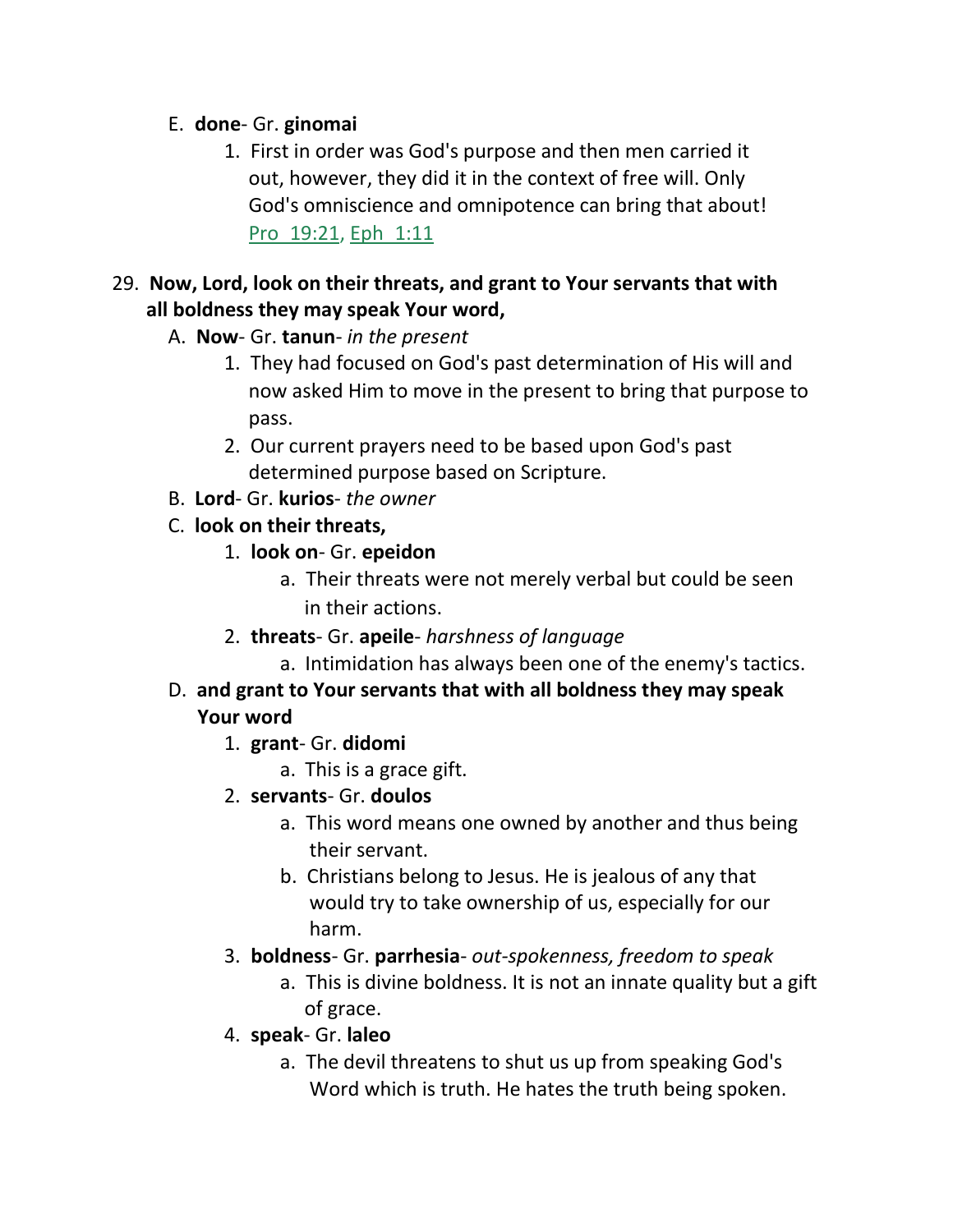E. **done**- Gr. **ginomai**

    1. First in order was God's purpose and then men carried it out, however, they did it in the context of free will. Only God's omniscience and omnipotence can bring that about! Pro 19:21, Eph 1:11

29. **Now, Lord, look on their threats, and grant to Your servants that with all boldness they may speak Your word,**

    A. **Now**- Gr. **tanun**- *in the present*

        1. They had focused on God's past determination of His will and now asked Him to move in the present to bring that purpose to pass.
        2. Our current prayers need to be based upon God's past determined purpose based on Scripture.

    B. **Lord**- Gr. **kurios**- *the owner*

    C. **look on their threats,**

        1. **look on**- Gr. **epeidon**
            a. Their threats were not merely verbal but could be seen in their actions.
        2. **threats**- Gr. **apeile**- *harshness of language*
            a. Intimidation has always been one of the enemy's tactics.

    D. **and grant to Your servants that with all boldness they may speak Your word**

        1. **grant**- Gr. **didomi**
            a. This is a grace gift.
        2. **servants**- Gr. **doulos**
            a. This word means one owned by another and thus being their servant.
            b. Christians belong to Jesus. He is jealous of any that would try to take ownership of us, especially for our harm.
        3. **boldness**- Gr. **parrhesia**- *out-spokenness, freedom to speak*
            a. This is divine boldness. It is not an innate quality but a gift of grace.
        4. **speak**- Gr. **laleo**
            a. The devil threatens to shut us up from speaking God's Word which is truth. He hates the truth being spoken.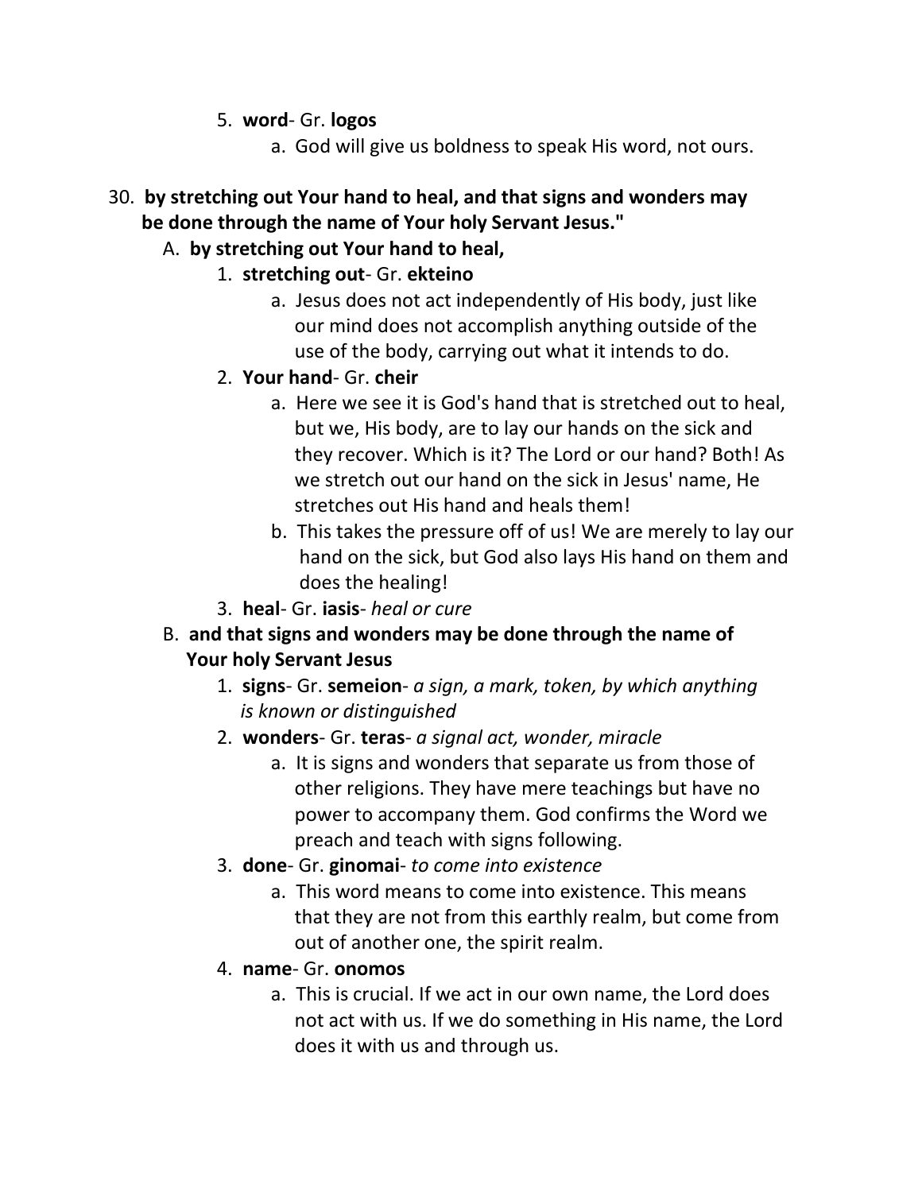5. **word**- Gr. **logos**
    a. God will give us boldness to speak His word, not ours.

30. **by stretching out Your hand to heal, and that signs and wonders may be done through the name of Your holy Servant Jesus."**

    A. **by stretching out Your hand to heal,**

    1. **stretching out**- Gr. **ekteino**
        a. Jesus does not act independently of His body, just like our mind does not accomplish anything outside of the use of the body, carrying out what it intends to do.
    2. **Your hand**- Gr. **cheir**
        a. Here we see it is God's hand that is stretched out to heal, but we, His body, are to lay our hands on the sick and they recover. Which is it? The Lord or our hand? Both! As we stretch out our hand on the sick in Jesus' name, He stretches out His hand and heals them!
        b. This takes the pressure off of us! We are merely to lay our hand on the sick, but God also lays His hand on them and does the healing!
    3. **heal**- Gr. **iasis**- *heal or cure*

    B. **and that signs and wonders may be done through the name of Your holy Servant Jesus**

    1. **signs**- Gr. **semeion**- *a sign, a mark, token, by which anything is known or distinguished*
    2. **wonders**- Gr. **teras**- *a signal act, wonder, miracle*
        a. It is signs and wonders that separate us from those of other religions. They have mere teachings but have no power to accompany them. God confirms the Word we preach and teach with signs following.
    3. **done**- Gr. **ginomai**- *to come into existence*
        a. This word means to come into existence. This means that they are not from this earthly realm, but come from out of another one, the spirit realm.
    4. **name**- Gr. **onomos**
        a. This is crucial. If we act in our own name, the Lord does not act with us. If we do something in His name, the Lord does it with us and through us.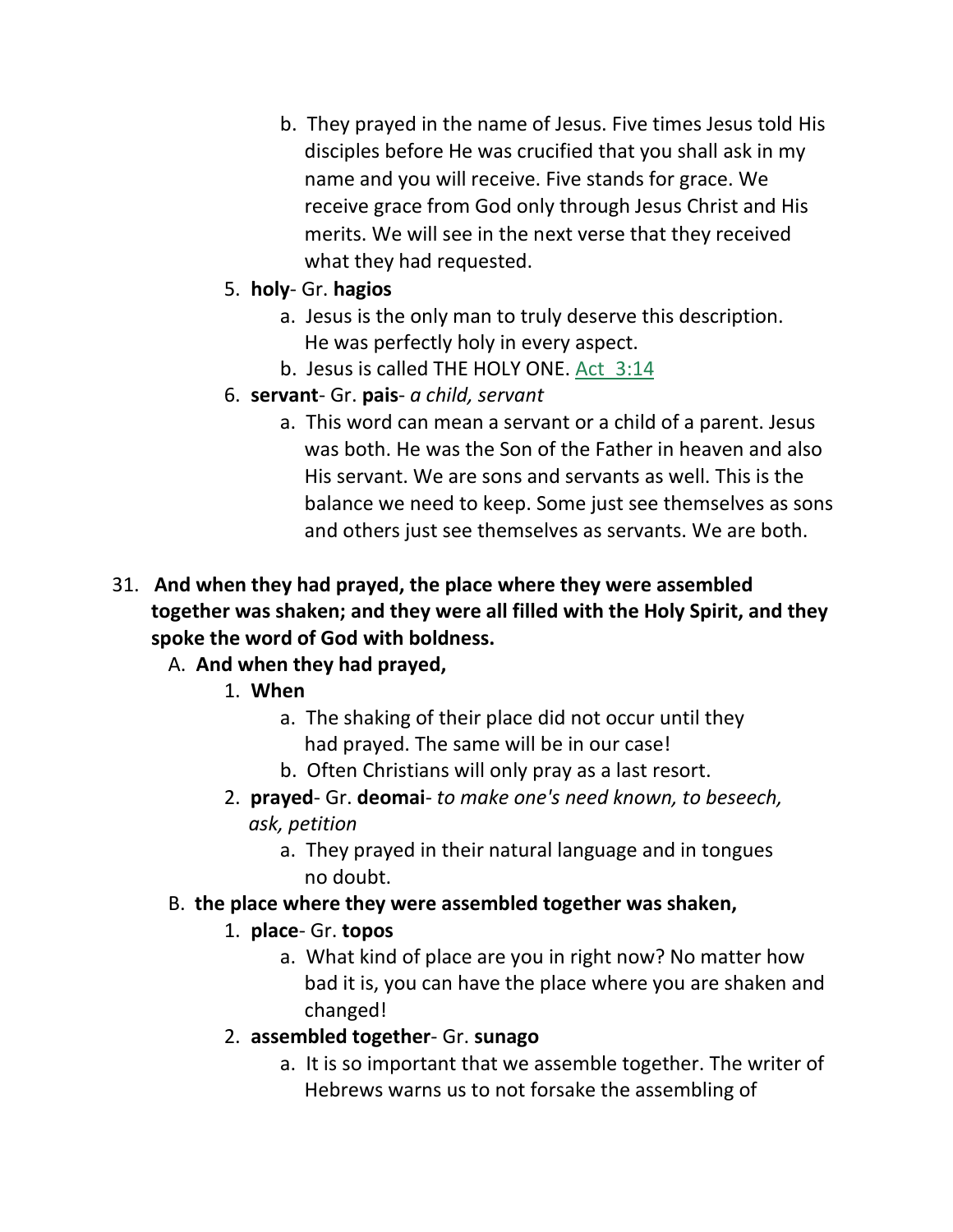b. They prayed in the name of Jesus. Five times Jesus told His disciples before He was crucified that you shall ask in my name and you will receive. Five stands for grace. We receive grace from God only through Jesus Christ and His merits. We will see in the next verse that they received what they had requested.

5. **holy**- Gr. **hagios**
   a. Jesus is the only man to truly deserve this description. He was perfectly holy in every aspect.
   b. Jesus is called THE HOLY ONE. Act 3:14

6. **servant**- Gr. **pais**- *a child, servant*
   a. This word can mean a servant or a child of a parent. Jesus was both. He was the Son of the Father in heaven and also His servant. We are sons and servants as well. This is the balance we need to keep. Some just see themselves as sons and others just see themselves as servants. We are both.

31. **And when they had prayed, the place where they were assembled together was shaken; and they were all filled with the Holy Spirit, and they spoke the word of God with boldness.**

A. **And when they had prayed,**

1. **When**
   a. The shaking of their place did not occur until they had prayed. The same will be in our case!
   b. Often Christians will only pray as a last resort.

2. **prayed**- Gr. **deomai**- *to make one's need known, to beseech, ask, petition*
   a. They prayed in their natural language and in tongues no doubt.

B. **the place where they were assembled together was shaken,**

1. **place**- Gr. **topos**
   a. What kind of place are you in right now? No matter how bad it is, you can have the place where you are shaken and changed!

2. **assembled together**- Gr. **sunago**
   a. It is so important that we assemble together. The writer of Hebrews warns us to not forsake the assembling of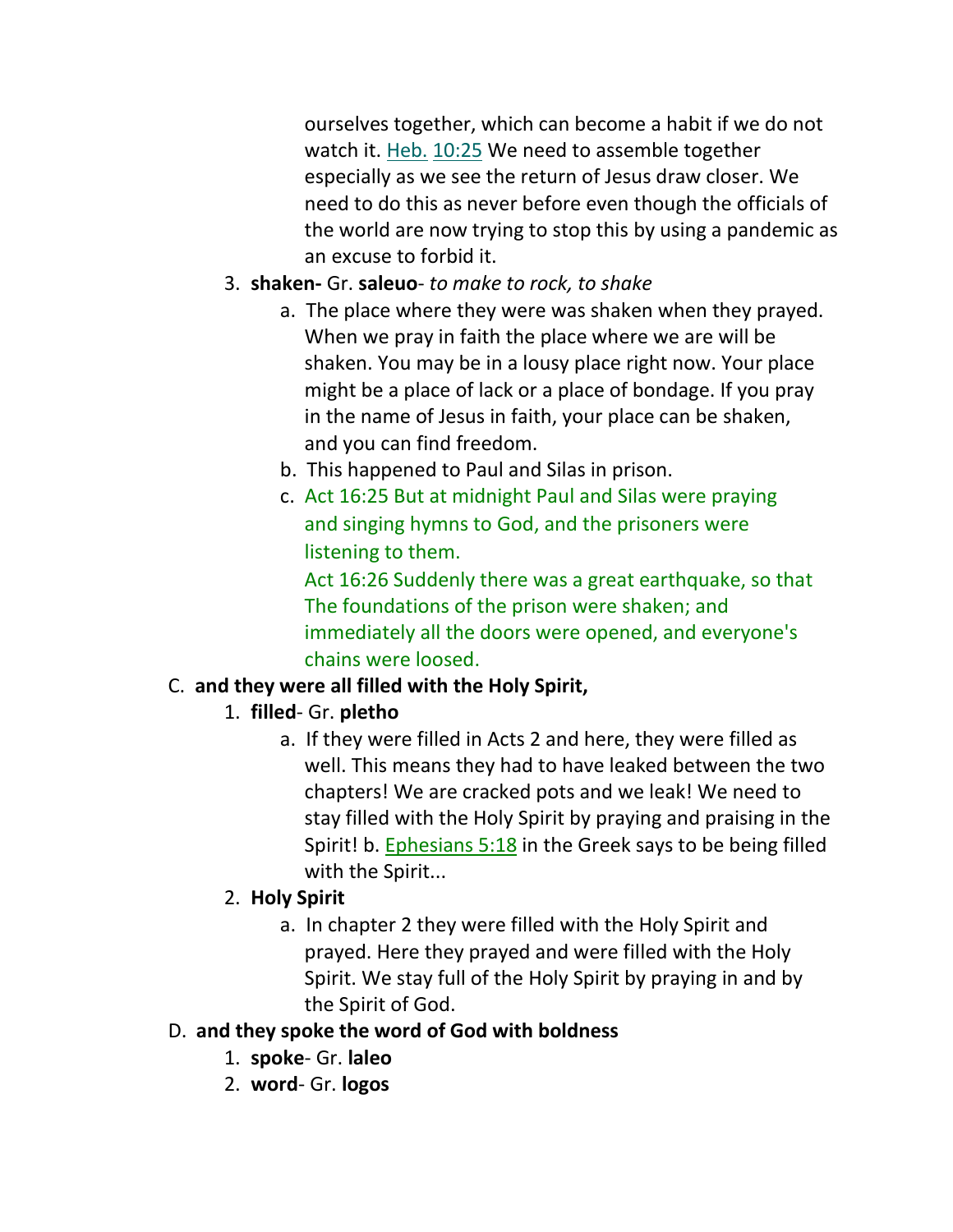ourselves together, which can become a habit if we do not watch it. Heb. 10:25 We need to assemble together especially as we see the return of Jesus draw closer. We need to do this as never before even though the officials of the world are now trying to stop this by using a pandemic as an excuse to forbid it.

3. **shaken-** Gr. **saleuo**- *to make to rock, to shake*
    a. The place where they were was shaken when they prayed. When we pray in faith the place where we are will be shaken. You may be in a lousy place right now. Your place might be a place of lack or a place of bondage. If you pray in the name of Jesus in faith, your place can be shaken, and you can find freedom.
    b. This happened to Paul and Silas in prison.
    c. Act 16:25 But at midnight Paul and Silas were praying and singing hymns to God, and the prisoners were listening to them.
       Act 16:26 Suddenly there was a great earthquake, so that The foundations of the prison were shaken; and immediately all the doors were opened, and everyone's chains were loosed.

C. **and they were all filled with the Holy Spirit,**

1. **filled**- Gr. **pletho**
    a. If they were filled in Acts 2 and here, they were filled as well. This means they had to have leaked between the two chapters! We are cracked pots and we leak! We need to stay filled with the Holy Spirit by praying and praising in the Spirit! b. Ephesians 5:18 in the Greek says to be being filled with the Spirit...
2. **Holy Spirit**
    a. In chapter 2 they were filled with the Holy Spirit and prayed. Here they prayed and were filled with the Holy Spirit. We stay full of the Holy Spirit by praying in and by the Spirit of God.

D. **and they spoke the word of God with boldness**

1. **spoke**- Gr. **laleo**
2. **word**- Gr. **logos**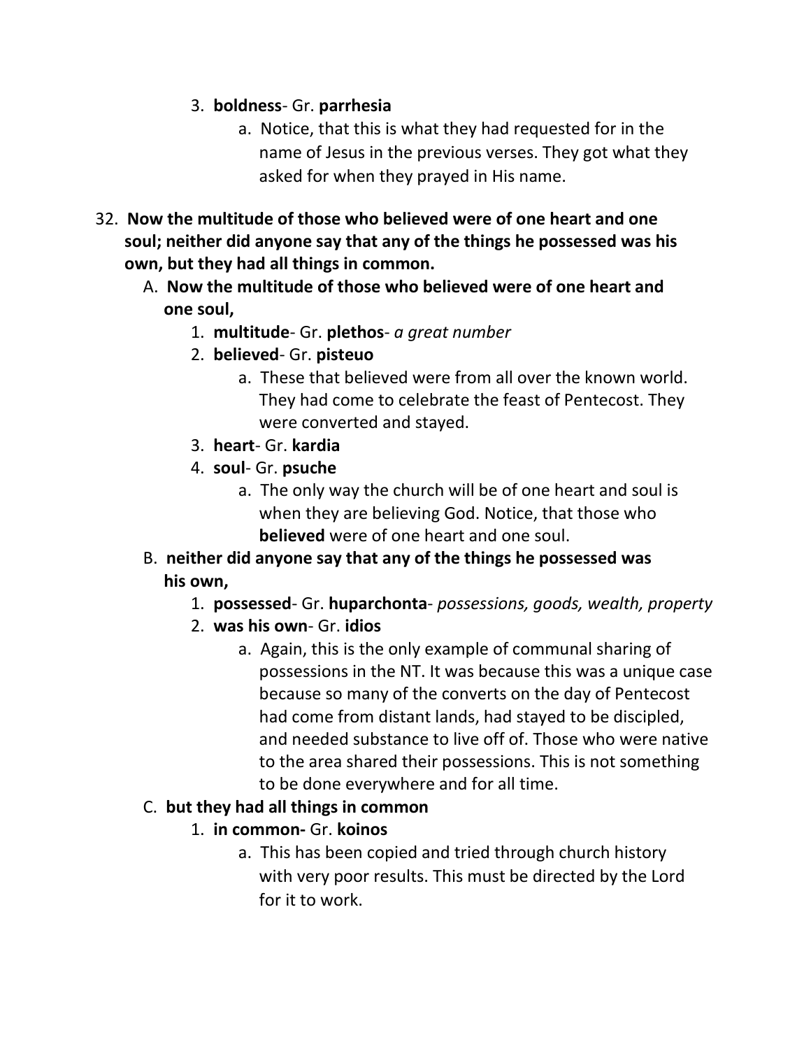3. **boldness**- Gr. **parrhesia**
    a. Notice, that this is what they had requested for in the name of Jesus in the previous verses. They got what they asked for when they prayed in His name.

32. **Now the multitude of those who believed were of one heart and one soul; neither did anyone say that any of the things he possessed was his own, but they had all things in common.**

    A. **Now the multitude of those who believed were of one heart and one soul,**
    1. **multitude**- Gr. **plethos**- *a great number*
    2. **believed**- Gr. **pisteuo**
        a. These that believed were from all over the known world. They had come to celebrate the feast of Pentecost. They were converted and stayed.
    3. **heart**- Gr. **kardia**
    4. **soul**- Gr. **psuche**
        a. The only way the church will be of one heart and soul is when they are believing God. Notice, that those who **believed** were of one heart and one soul.

    B. **neither did anyone say that any of the things he possessed was his own,**
    1. **possessed**- Gr. **huparchonta**- *possessions, goods, wealth, property*
    2. **was his own**- Gr. **idios**
        a. Again, this is the only example of communal sharing of possessions in the NT. It was because this was a unique case because so many of the converts on the day of Pentecost had come from distant lands, had stayed to be discipled, and needed substance to live off of. Those who were native to the area shared their possessions. This is not something to be done everywhere and for all time.

    C. **but they had all things in common**
    1. **in common-** Gr. **koinos**
        a. This has been copied and tried through church history with very poor results. This must be directed by the Lord for it to work.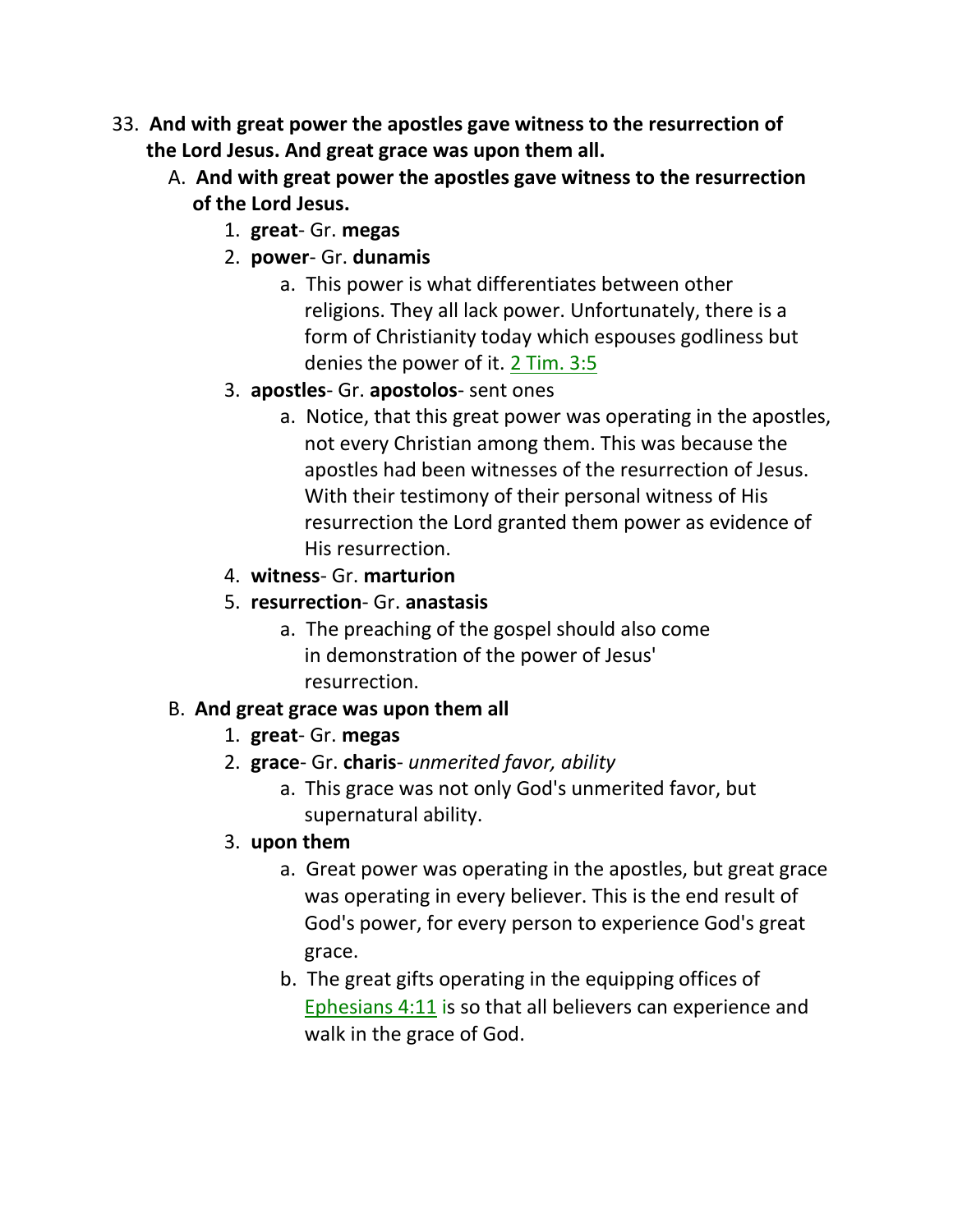33. **And with great power the apostles gave witness to the resurrection of the Lord Jesus. And great grace was upon them all.**
    A. **And with great power the apostles gave witness to the resurrection of the Lord Jesus.**
        1. **great**- Gr. **megas**
        2. **power**- Gr. **dunamis**
            a. This power is what differentiates between other religions. They all lack power. Unfortunately, there is a form of Christianity today which espouses godliness but denies the power of it. 2 Tim. 3:5
        3. **apostles**- Gr. **apostolos**- sent ones
            a. Notice, that this great power was operating in the apostles, not every Christian among them. This was because the apostles had been witnesses of the resurrection of Jesus. With their testimony of their personal witness of His resurrection the Lord granted them power as evidence of His resurrection.
        4. **witness**- Gr. **marturion**
        5. **resurrection**- Gr. **anastasis**
            a. The preaching of the gospel should also come in demonstration of the power of Jesus' resurrection.
    B. **And great grace was upon them all**
        1. **great**- Gr. **megas**
        2. **grace**- Gr. **charis**- *unmerited favor, ability*
            a. This grace was not only God's unmerited favor, but supernatural ability.
        3. **upon them**
            a. Great power was operating in the apostles, but great grace was operating in every believer. This is the end result of God's power, for every person to experience God's great grace.
            b. The great gifts operating in the equipping offices of Ephesians 4:11 is so that all believers can experience and walk in the grace of God.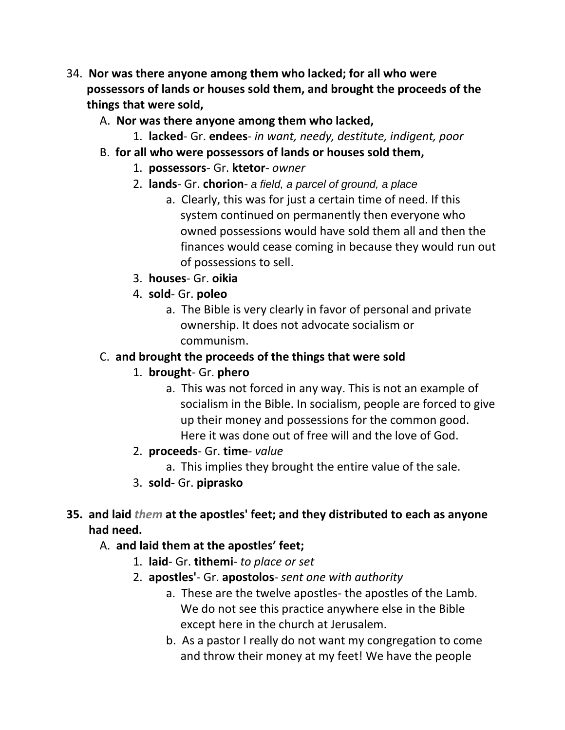34. **Nor was there anyone among them who lacked; for all who were possessors of lands or houses sold them, and brought the proceeds of the things that were sold,**

   A. **Nor was there anyone among them who lacked,**

      1. **lacked**- Gr. **endees**- *in want, needy, destitute, indigent, poor*

   B. **for all who were possessors of lands or houses sold them,**

      1. **possessors**- Gr. **ktetor**- *owner*
      2. **lands**- Gr. **chorion**- *a field, a parcel of ground, a place*
         a. Clearly, this was for just a certain time of need. If this system continued on permanently then everyone who owned possessions would have sold them all and then the finances would cease coming in because they would run out of possessions to sell.
      3. **houses**- Gr. **oikia**
      4. **sold**- Gr. **poleo**
         a. The Bible is very clearly in favor of personal and private ownership. It does not advocate socialism or communism.

   C. **and brought the proceeds of the things that were sold**

      1. **brought**- Gr. **phero**
         a. This was not forced in any way. This is not an example of socialism in the Bible. In socialism, people are forced to give up their money and possessions for the common good. Here it was done out of free will and the love of God.
      2. **proceeds**- Gr. **time**- *value*
         a. This implies they brought the entire value of the sale.
      3. **sold-** Gr. **piprasko**

35. **and laid *them* at the apostles' feet; and they distributed to each as anyone had need.**

   A. **and laid them at the apostles' feet;**

      1. **laid**- Gr. **tithemi**- *to place or set*
      2. **apostles'**- Gr. **apostolos**- *sent one with authority*
         a. These are the twelve apostles- the apostles of the Lamb. We do not see this practice anywhere else in the Bible except here in the church at Jerusalem.
         b. As a pastor I really do not want my congregation to come and throw their money at my feet! We have the people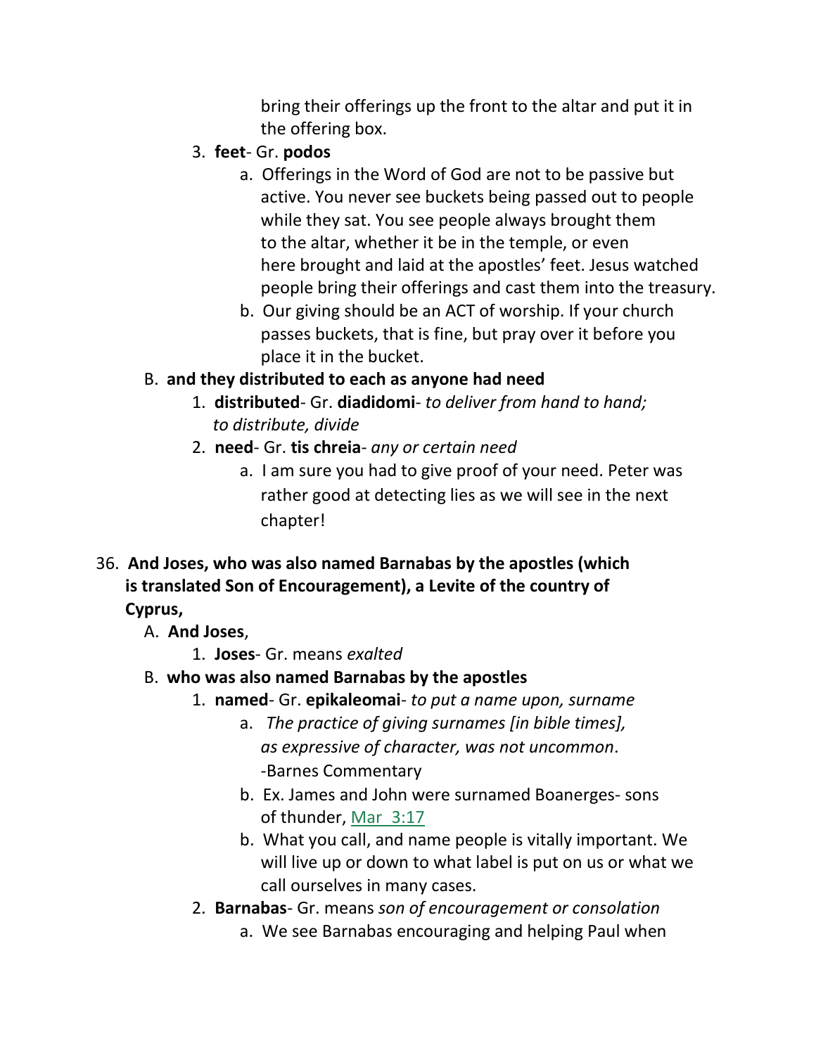bring their offerings up the front to the altar and put it in the offering box.

3. **feet**- Gr. **podos**
    a. Offerings in the Word of God are not to be passive but active. You never see buckets being passed out to people while they sat. You see people always brought them to the altar, whether it be in the temple, or even here brought and laid at the apostles' feet. Jesus watched people bring their offerings and cast them into the treasury.
    b. Our giving should be an ACT of worship. If your church passes buckets, that is fine, but pray over it before you place it in the bucket.

B. **and they distributed to each as anyone had need**
1. **distributed**- Gr. **diadidomi**- *to deliver from hand to hand; to distribute, divide*
2. **need**- Gr. **tis chreia**- *any or certain need*
    a. I am sure you had to give proof of your need. Peter was rather good at detecting lies as we will see in the next chapter!

36. **And Joses, who was also named Barnabas by the apostles (which is translated Son of Encouragement), a Levite of the country of Cyprus,**

A. **And Joses**,
1. **Joses**- Gr. means *exalted*

B. **who was also named Barnabas by the apostles**
1. **named**- Gr. **epikaleomai**- *to put a name upon, surname*
    a. *The practice of giving surnames [in bible times], as expressive of character, was not uncommon*. -Barnes Commentary
    b. Ex. James and John were surnamed Boanerges- sons of thunder, Mar 3:17
    b. What you call, and name people is vitally important. We will live up or down to what label is put on us or what we call ourselves in many cases.
2. **Barnabas**- Gr. means *son of encouragement or consolation*
    a. We see Barnabas encouraging and helping Paul when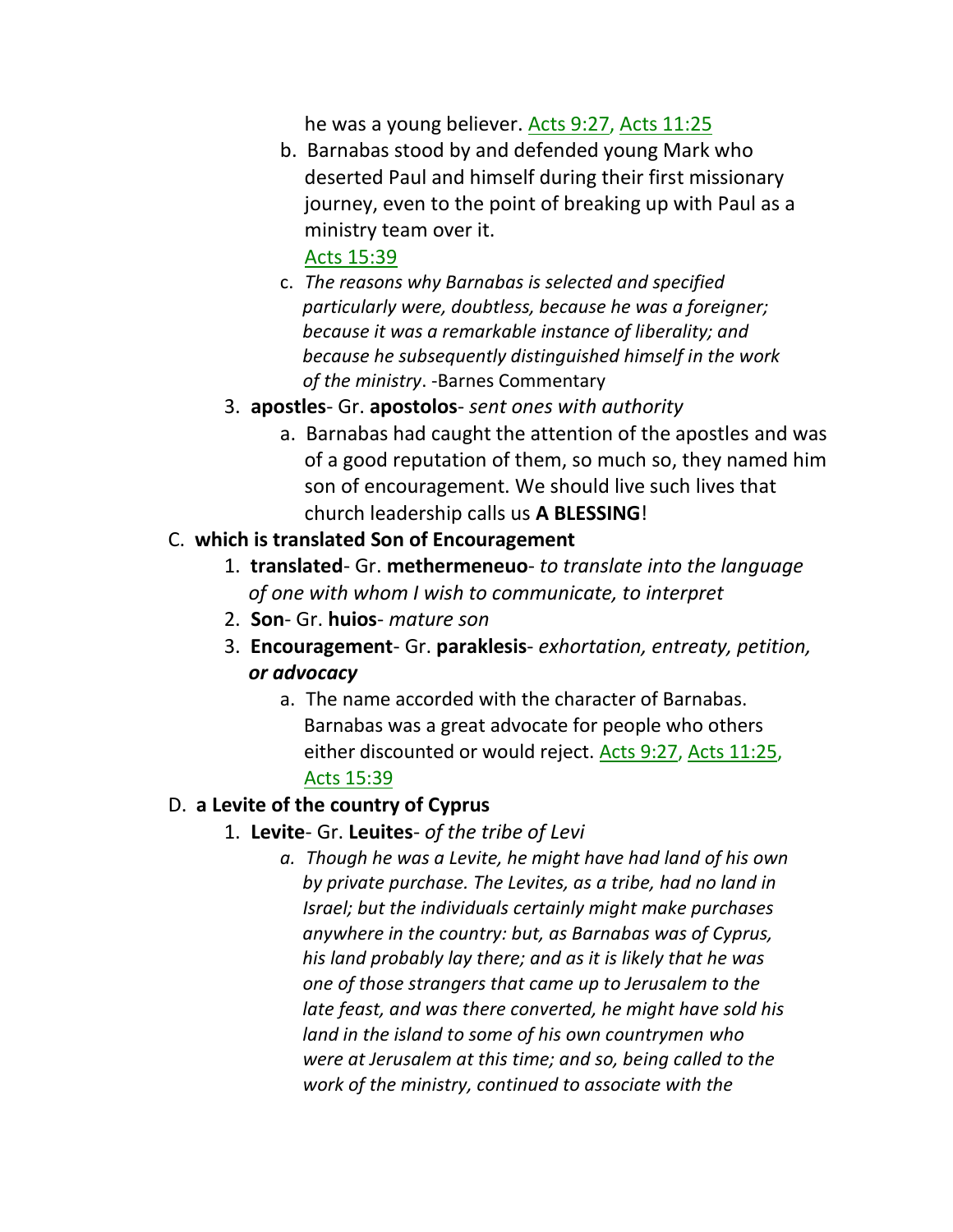he was a young believer. Acts 9:27, Acts 11:25

b. Barnabas stood by and defended young Mark who deserted Paul and himself during their first missionary journey, even to the point of breaking up with Paul as a ministry team over it. Acts 15:39

c. *The reasons why Barnabas is selected and specified particularly were, doubtless, because he was a foreigner; because it was a remarkable instance of liberality; and because he subsequently distinguished himself in the work of the ministry*. -Barnes Commentary

3. **apostles**- Gr. **apostolos**- *sent ones with authority*

   a. Barnabas had caught the attention of the apostles and was of a good reputation of them, so much so, they named him son of encouragement. We should live such lives that church leadership calls us **A BLESSING**!

C. **which is translated Son of Encouragement**

1. **translated**- Gr. **methermeneuo**- *to translate into the language of one with whom I wish to communicate, to interpret*
2. **Son**- Gr. **huios**- *mature son*
3. **Encouragement**- Gr. **paraklesis**- *exhortation, entreaty, petition, or advocacy*

   a. The name accorded with the character of Barnabas. Barnabas was a great advocate for people who others either discounted or would reject. Acts 9:27, Acts 11:25, Acts 15:39

D. **a Levite of the country of Cyprus**

1. **Levite**- Gr. **Leuites**- *of the tribe of Levi*

   a. *Though he was a Levite, he might have had land of his own by private purchase. The Levites, as a tribe, had no land in Israel; but the individuals certainly might make purchases anywhere in the country: but, as Barnabas was of Cyprus, his land probably lay there; and as it is likely that he was one of those strangers that came up to Jerusalem to the late feast, and was there converted, he might have sold his land in the island to some of his own countrymen who were at Jerusalem at this time; and so, being called to the work of the ministry, continued to associate with the*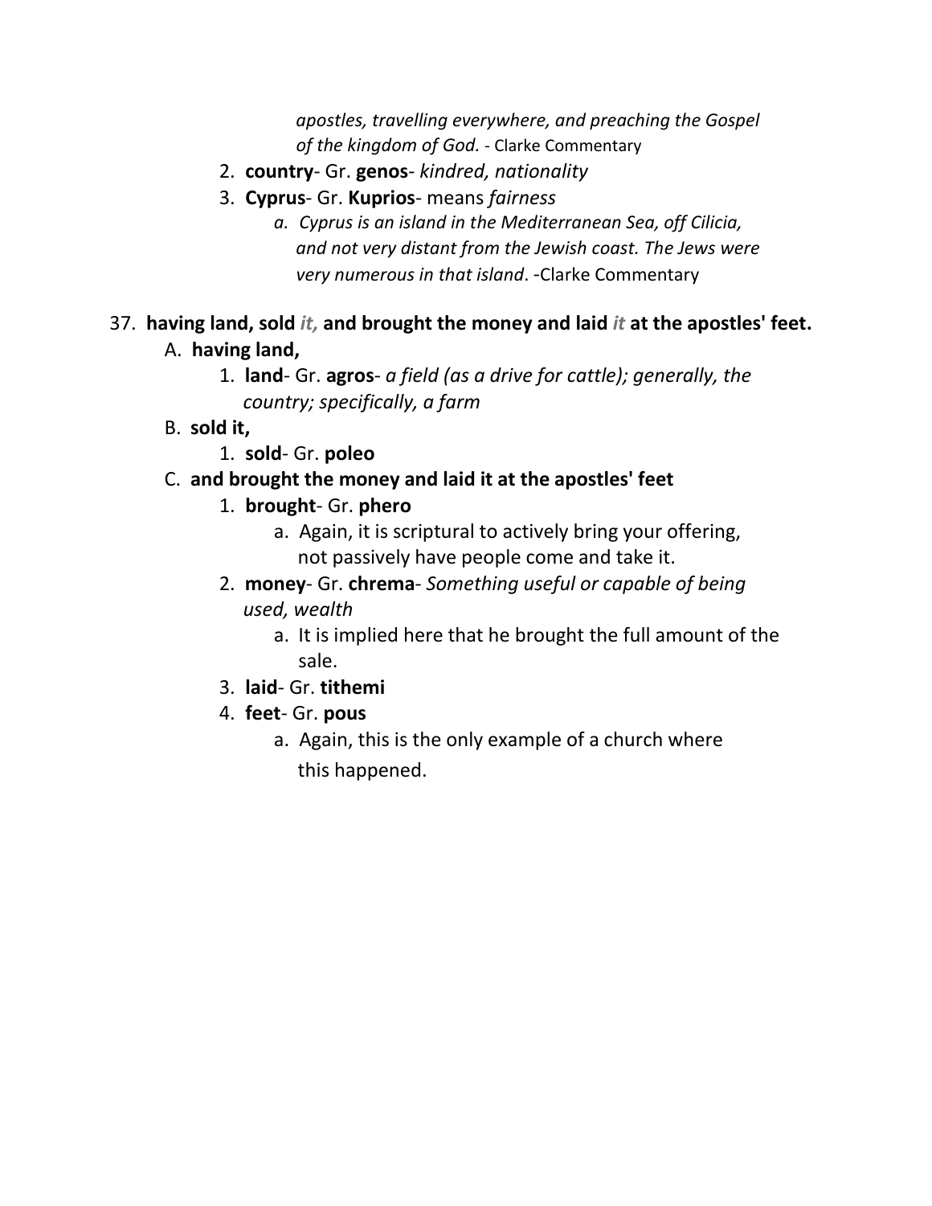*apostles, travelling everywhere, and preaching the Gospel of the kingdom of God.* - Clarke Commentary

2. **country**- Gr. **genos**- *kindred, nationality*
3. **Cyprus**- Gr. **Kuprios**- means *fairness*
    a. *Cyprus is an island in the Mediterranean Sea, off Cilicia, and not very distant from the Jewish coast. The Jews were very numerous in that island*. -Clarke Commentary

37. **having land, sold *it,* and brought the money and laid *it* at the apostles' feet.**

A. **having land,**

1. **land**- Gr. **agros**- *a field (as a drive for cattle); generally, the country; specifically, a farm*

B. **sold it,**

1. **sold**- Gr. **poleo**

C. **and brought the money and laid it at the apostles' feet**

1. **brought**- Gr. **phero**
    a. Again, it is scriptural to actively bring your offering, not passively have people come and take it.
2. **money**- Gr. **chrema**- *Something useful or capable of being used, wealth*
    a. It is implied here that he brought the full amount of the sale.
3. **laid**- Gr. **tithemi**
4. **feet**- Gr. **pous**
    a. Again, this is the only example of a church where this happened.